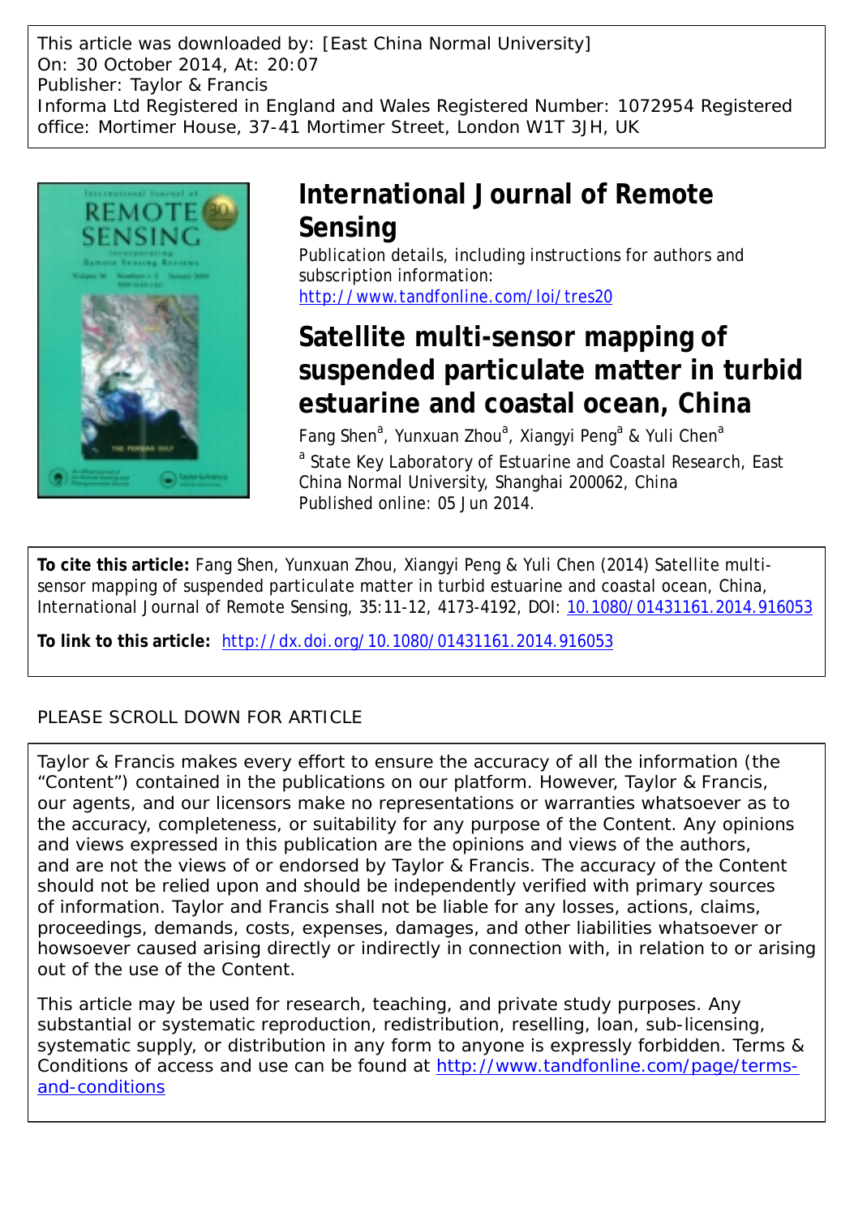This article was downloaded by: [East China Normal University]
On: 30 October 2014, At: 20:07
Publisher: Taylor & Francis
Informa Ltd Registered in England and Wales Registered Number: 1072954 Registered office: Mortimer House, 37-41 Mortimer Street, London W1T 3JH, UK

# International Journal of Remote Sensing

Publication details, including instructions for authors and subscription information:
http://www.tandfonline.com/loi/tres20

# Satellite multi-sensor mapping of suspended particulate matter in turbid estuarine and coastal ocean, China

Fang Shen[a], Yunxuan Zhou[a], Xiangyi Peng[a] & Yuli Chen[a]

[a] State Key Laboratory of Estuarine and Coastal Research, East China Normal University, Shanghai 200062, China

Published online: 05 Jun 2014.

**To cite this article:** Fang Shen, Yunxuan Zhou, Xiangyi Peng & Yuli Chen (2014) Satellite multi-sensor mapping of suspended particulate matter in turbid estuarine and coastal ocean, China, International Journal of Remote Sensing, 35:11-12, 4173-4192, DOI: 10.1080/01431161.2014.916053

**To link to this article:** http://dx.doi.org/10.1080/01431161.2014.916053

PLEASE SCROLL DOWN FOR ARTICLE

Taylor & Francis makes every effort to ensure the accuracy of all the information (the "Content") contained in the publications on our platform. However, Taylor & Francis, our agents, and our licensors make no representations or warranties whatsoever as to the accuracy, completeness, or suitability for any purpose of the Content. Any opinions and views expressed in this publication are the opinions and views of the authors, and are not the views of or endorsed by Taylor & Francis. The accuracy of the Content should not be relied upon and should be independently verified with primary sources of information. Taylor and Francis shall not be liable for any losses, actions, claims, proceedings, demands, costs, expenses, damages, and other liabilities whatsoever or howsoever caused arising directly or indirectly in connection with, in relation to or arising out of the use of the Content.

This article may be used for research, teaching, and private study purposes. Any substantial or systematic reproduction, redistribution, reselling, loan, sub-licensing, systematic supply, or distribution in any form to anyone is expressly forbidden. Terms & Conditions of access and use can be found at http://www.tandfonline.com/page/terms-and-conditions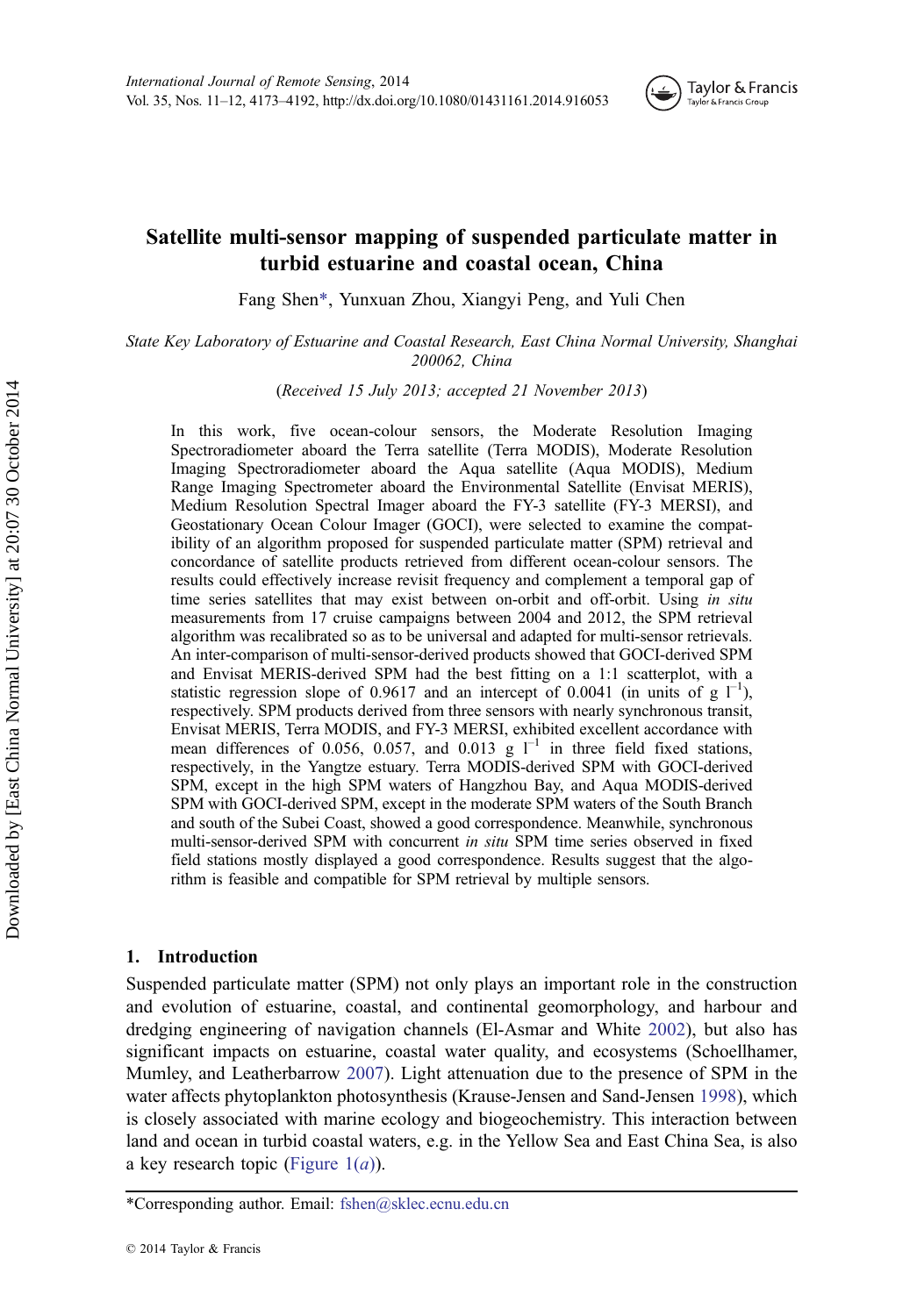# Satellite multi-sensor mapping of suspended particulate matter in turbid estuarine and coastal ocean, China

Fang Shen*, Yunxuan Zhou, Xiangyi Peng, and Yuli Chen

*State Key Laboratory of Estuarine and Coastal Research, East China Normal University, Shanghai 200062, China*

(*Received 15 July 2013; accepted 21 November 2013*)

In this work, five ocean-colour sensors, the Moderate Resolution Imaging Spectroradiometer aboard the Terra satellite (Terra MODIS), Moderate Resolution Imaging Spectroradiometer aboard the Aqua satellite (Aqua MODIS), Medium Range Imaging Spectrometer aboard the Environmental Satellite (Envisat MERIS), Medium Resolution Spectral Imager aboard the FY-3 satellite (FY-3 MERSI), and Geostationary Ocean Colour Imager (GOCI), were selected to examine the compatibility of an algorithm proposed for suspended particulate matter (SPM) retrieval and concordance of satellite products retrieved from different ocean-colour sensors. The results could effectively increase revisit frequency and complement a temporal gap of time series satellites that may exist between on-orbit and off-orbit. Using *in situ* measurements from 17 cruise campaigns between 2004 and 2012, the SPM retrieval algorithm was recalibrated so as to be universal and adapted for multi-sensor retrievals. An inter-comparison of multi-sensor-derived products showed that GOCI-derived SPM and Envisat MERIS-derived SPM had the best fitting on a 1:1 scatterplot, with a statistic regression slope of 0.9617 and an intercept of 0.0041 (in units of g $l^{-1}$), respectively. SPM products derived from three sensors with nearly synchronous transit, Envisat MERIS, Terra MODIS, and FY-3 MERSI, exhibited excellent accordance with mean differences of 0.056, 0.057, and 0.013 g $l^{-1}$ in three field fixed stations, respectively, in the Yangtze estuary. Terra MODIS-derived SPM with GOCI-derived SPM, except in the high SPM waters of Hangzhou Bay, and Aqua MODIS-derived SPM with GOCI-derived SPM, except in the moderate SPM waters of the South Branch and south of the Subei Coast, showed a good correspondence. Meanwhile, synchronous multi-sensor-derived SPM with concurrent *in situ* SPM time series observed in fixed field stations mostly displayed a good correspondence. Results suggest that the algorithm is feasible and compatible for SPM retrieval by multiple sensors.

## 1. Introduction

Suspended particulate matter (SPM) not only plays an important role in the construction and evolution of estuarine, coastal, and continental geomorphology, and harbour and dredging engineering of navigation channels (El-Asmar and White 2002), but also has significant impacts on estuarine, coastal water quality, and ecosystems (Schoellhamer, Mumley, and Leatherbarrow 2007). Light attenuation due to the presence of SPM in the water affects phytoplankton photosynthesis (Krause-Jensen and Sand-Jensen 1998), which is closely associated with marine ecology and biogeochemistry. This interaction between land and ocean in turbid coastal waters, e.g. in the Yellow Sea and East China Sea, is also a key research topic (Figure 1(*a*)).

*Corresponding author. Email: fshen@sklec.ecnu.edu.cn

© 2014 Taylor & Francis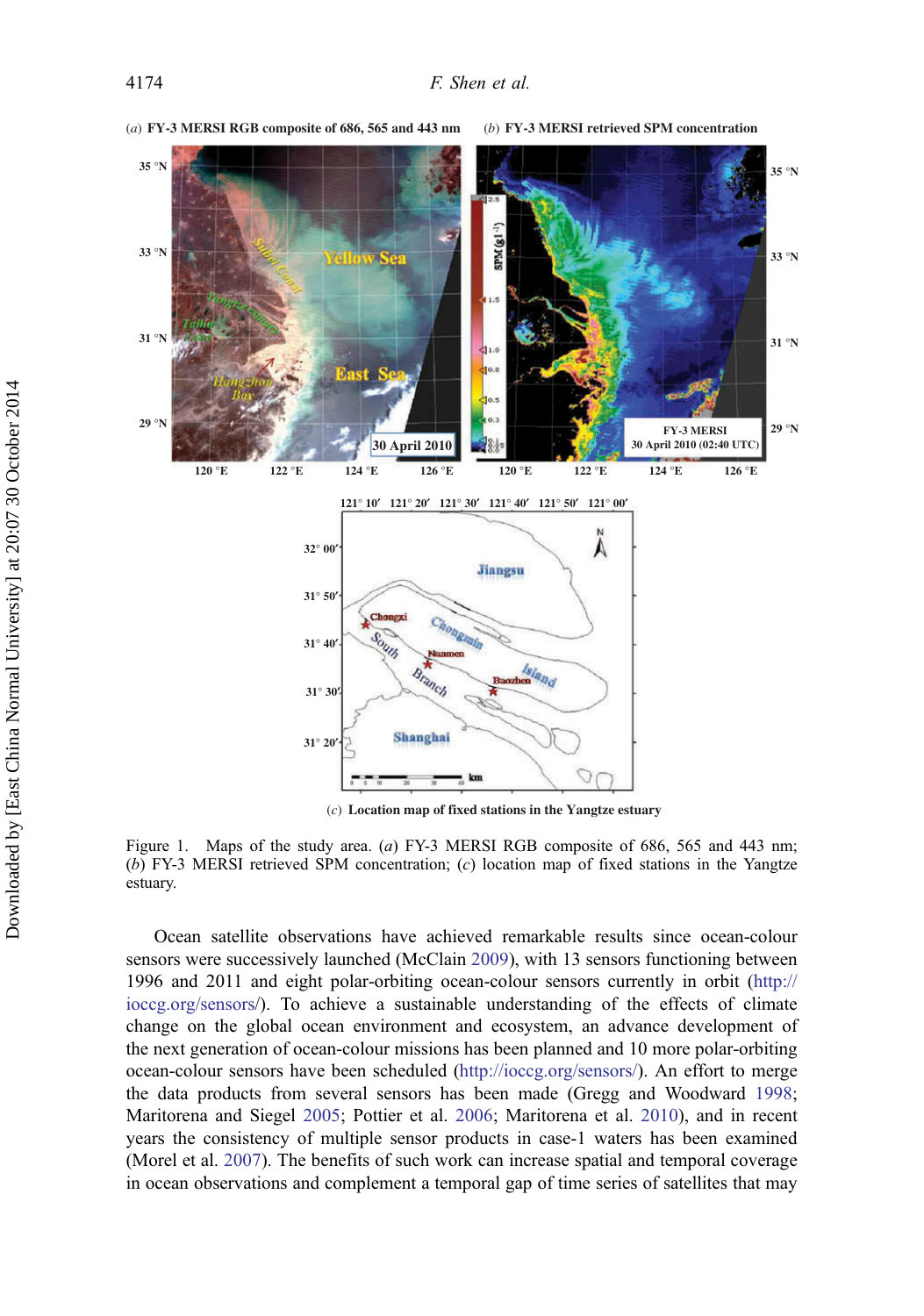Figure 1. Maps of the study area. (*a*) FY-3 MERSI RGB composite of 686, 565 and 443 nm; (*b*) FY-3 MERSI retrieved SPM concentration; (*c*) location map of fixed stations in the Yangtze estuary.

Ocean satellite observations have achieved remarkable results since ocean-colour sensors were successively launched (McClain 2009), with 13 sensors functioning between 1996 and 2011 and eight polar-orbiting ocean-colour sensors currently in orbit (http://ioccg.org/sensors/). To achieve a sustainable understanding of the effects of climate change on the global ocean environment and ecosystem, an advance development of the next generation of ocean-colour missions has been planned and 10 more polar-orbiting ocean-colour sensors have been scheduled (http://ioccg.org/sensors/). An effort to merge the data products from several sensors has been made (Gregg and Woodward 1998; Maritorena and Siegel 2005; Pottier et al. 2006; Maritorena et al. 2010), and in recent years the consistency of multiple sensor products in case-1 waters has been examined (Morel et al. 2007). The benefits of such work can increase spatial and temporal coverage in ocean observations and complement a temporal gap of time series of satellites that may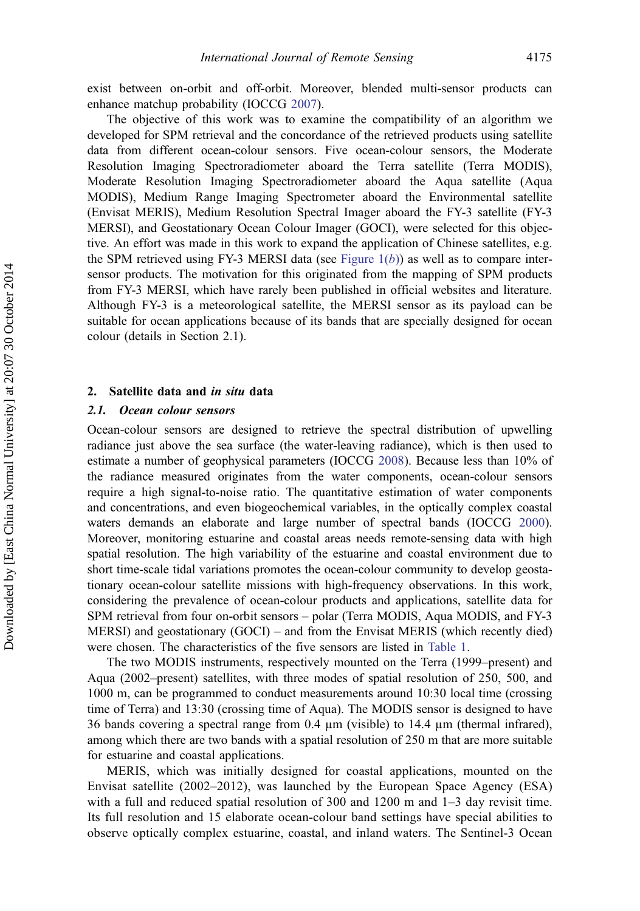exist between on-orbit and off-orbit. Moreover, blended multi-sensor products can enhance matchup probability (IOCCG 2007).

The objective of this work was to examine the compatibility of an algorithm we developed for SPM retrieval and the concordance of the retrieved products using satellite data from different ocean-colour sensors. Five ocean-colour sensors, the Moderate Resolution Imaging Spectroradiometer aboard the Terra satellite (Terra MODIS), Moderate Resolution Imaging Spectroradiometer aboard the Aqua satellite (Aqua MODIS), Medium Range Imaging Spectrometer aboard the Environmental satellite (Envisat MERIS), Medium Resolution Spectral Imager aboard the FY-3 satellite (FY-3 MERSI), and Geostationary Ocean Colour Imager (GOCI), were selected for this objective. An effort was made in this work to expand the application of Chinese satellites, e.g. the SPM retrieved using FY-3 MERSI data (see Figure 1(*b*)) as well as to compare inter-sensor products. The motivation for this originated from the mapping of SPM products from FY-3 MERSI, which have rarely been published in official websites and literature. Although FY-3 is a meteorological satellite, the MERSI sensor as its payload can be suitable for ocean applications because of its bands that are specially designed for ocean colour (details in Section 2.1).

## 2. Satellite data and *in situ* data

### 2.1. Ocean colour sensors

Ocean-colour sensors are designed to retrieve the spectral distribution of upwelling radiance just above the sea surface (the water-leaving radiance), which is then used to estimate a number of geophysical parameters (IOCCG 2008). Because less than 10% of the radiance measured originates from the water components, ocean-colour sensors require a high signal-to-noise ratio. The quantitative estimation of water components and concentrations, and even biogeochemical variables, in the optically complex coastal waters demands an elaborate and large number of spectral bands (IOCCG 2000). Moreover, monitoring estuarine and coastal areas needs remote-sensing data with high spatial resolution. The high variability of the estuarine and coastal environment due to short time-scale tidal variations promotes the ocean-colour community to develop geostationary ocean-colour satellite missions with high-frequency observations. In this work, considering the prevalence of ocean-colour products and applications, satellite data for SPM retrieval from four on-orbit sensors – polar (Terra MODIS, Aqua MODIS, and FY-3 MERSI) and geostationary (GOCI) – and from the Envisat MERIS (which recently died) were chosen. The characteristics of the five sensors are listed in Table 1.

The two MODIS instruments, respectively mounted on the Terra (1999–present) and Aqua (2002–present) satellites, with three modes of spatial resolution of 250, 500, and 1000 m, can be programmed to conduct measurements around 10:30 local time (crossing time of Terra) and 13:30 (crossing time of Aqua). The MODIS sensor is designed to have 36 bands covering a spectral range from 0.4 μm (visible) to 14.4 μm (thermal infrared), among which there are two bands with a spatial resolution of 250 m that are more suitable for estuarine and coastal applications.

MERIS, which was initially designed for coastal applications, mounted on the Envisat satellite (2002–2012), was launched by the European Space Agency (ESA) with a full and reduced spatial resolution of 300 and 1200 m and 1–3 day revisit time. Its full resolution and 15 elaborate ocean-colour band settings have special abilities to observe optically complex estuarine, coastal, and inland waters. The Sentinel-3 Ocean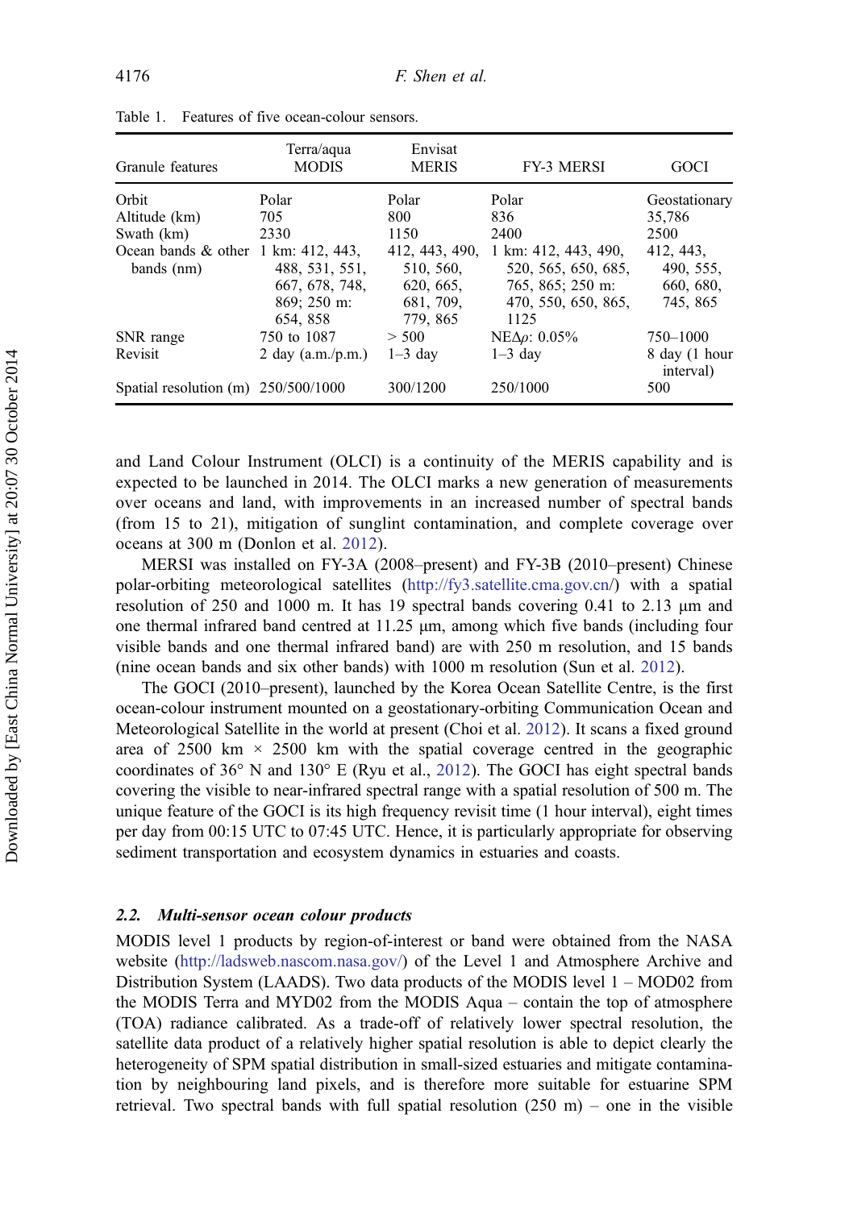Table 1. Features of five ocean-colour sensors.

| Granule features | Terra/aqua MODIS | Envisat MERIS | FY-3 MERSI | GOCI |
|---|---|---|---|---|
| Orbit | Polar | Polar | Polar | Geostationary |
| Altitude (km) | 705 | 800 | 836 | 35,786 |
| Swath (km) | 2330 | 1150 | 2400 | 2500 |
| Ocean bands & other bands (nm) | 1 km: 412, 443, 488, 531, 551, 667, 678, 748, 869; 250 m: 654, 858 | 412, 443, 490, 510, 560, 620, 665, 681, 709, 779, 865 | 1 km: 412, 443, 490, 520, 565, 650, 685, 765, 865; 250 m: 470, 550, 650, 865, 1125 | 412, 443, 490, 555, 660, 680, 745, 865 |
| SNR range | 750 to 1087 | > 500 | NE$\Delta\rho$: 0.05% | 750–1000 |
| Revisit | 2 day (a.m./p.m.) | 1–3 day | 1–3 day | 8 day (1 hour interval) |
| Spatial resolution (m) | 250/500/1000 | 300/1200 | 250/1000 | 500 |

and Land Colour Instrument (OLCI) is a continuity of the MERIS capability and is expected to be launched in 2014. The OLCI marks a new generation of measurements over oceans and land, with improvements in an increased number of spectral bands (from 15 to 21), mitigation of sunglint contamination, and complete coverage over oceans at 300 m (Donlon et al. 2012).

MERSI was installed on FY-3A (2008–present) and FY-3B (2010–present) Chinese polar-orbiting meteorological satellites (http://fy3.satellite.cma.gov.cn/) with a spatial resolution of 250 and 1000 m. It has 19 spectral bands covering 0.41 to 2.13 μm and one thermal infrared band centred at 11.25 μm, among which five bands (including four visible bands and one thermal infrared band) are with 250 m resolution, and 15 bands (nine ocean bands and six other bands) with 1000 m resolution (Sun et al. 2012).

The GOCI (2010–present), launched by the Korea Ocean Satellite Centre, is the first ocean-colour instrument mounted on a geostationary-orbiting Communication Ocean and Meteorological Satellite in the world at present (Choi et al. 2012). It scans a fixed ground area of 2500 km × 2500 km with the spatial coverage centred in the geographic coordinates of 36° N and 130° E (Ryu et al., 2012). The GOCI has eight spectral bands covering the visible to near-infrared spectral range with a spatial resolution of 500 m. The unique feature of the GOCI is its high frequency revisit time (1 hour interval), eight times per day from 00:15 UTC to 07:45 UTC. Hence, it is particularly appropriate for observing sediment transportation and ecosystem dynamics in estuaries and coasts.

### 2.2. *Multi-sensor ocean colour products*

MODIS level 1 products by region-of-interest or band were obtained from the NASA website (http://ladsweb.nascom.nasa.gov/) of the Level 1 and Atmosphere Archive and Distribution System (LAADS). Two data products of the MODIS level 1 – MOD02 from the MODIS Terra and MYD02 from the MODIS Aqua – contain the top of atmosphere (TOA) radiance calibrated. As a trade-off of relatively lower spectral resolution, the satellite data product of a relatively higher spatial resolution is able to depict clearly the heterogeneity of SPM spatial distribution in small-sized estuaries and mitigate contamination by neighbouring land pixels, and is therefore more suitable for estuarine SPM retrieval. Two spectral bands with full spatial resolution (250 m) – one in the visible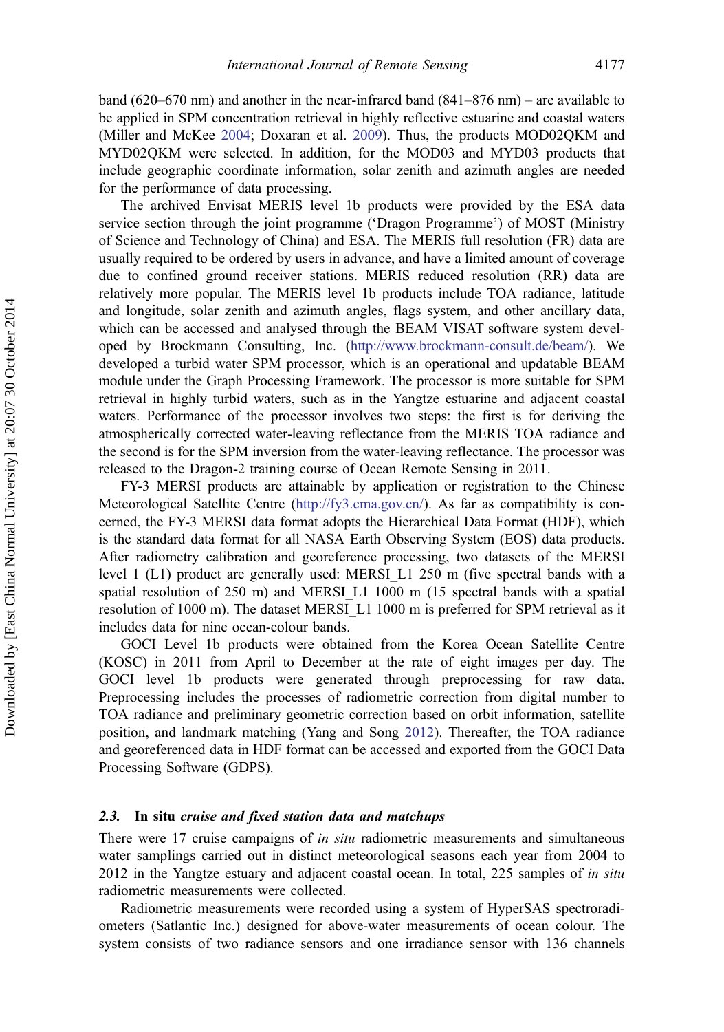band (620–670 nm) and another in the near-infrared band (841–876 nm) – are available to be applied in SPM concentration retrieval in highly reflective estuarine and coastal waters (Miller and McKee 2004; Doxaran et al. 2009). Thus, the products MOD02QKM and MYD02QKM were selected. In addition, for the MOD03 and MYD03 products that include geographic coordinate information, solar zenith and azimuth angles are needed for the performance of data processing.

The archived Envisat MERIS level 1b products were provided by the ESA data service section through the joint programme ('Dragon Programme') of MOST (Ministry of Science and Technology of China) and ESA. The MERIS full resolution (FR) data are usually required to be ordered by users in advance, and have a limited amount of coverage due to confined ground receiver stations. MERIS reduced resolution (RR) data are relatively more popular. The MERIS level 1b products include TOA radiance, latitude and longitude, solar zenith and azimuth angles, flags system, and other ancillary data, which can be accessed and analysed through the BEAM VISAT software system developed by Brockmann Consulting, Inc. (http://www.brockmann-consult.de/beam/). We developed a turbid water SPM processor, which is an operational and updatable BEAM module under the Graph Processing Framework. The processor is more suitable for SPM retrieval in highly turbid waters, such as in the Yangtze estuarine and adjacent coastal waters. Performance of the processor involves two steps: the first is for deriving the atmospherically corrected water-leaving reflectance from the MERIS TOA radiance and the second is for the SPM inversion from the water-leaving reflectance. The processor was released to the Dragon-2 training course of Ocean Remote Sensing in 2011.

FY-3 MERSI products are attainable by application or registration to the Chinese Meteorological Satellite Centre (http://fy3.cma.gov.cn/). As far as compatibility is concerned, the FY-3 MERSI data format adopts the Hierarchical Data Format (HDF), which is the standard data format for all NASA Earth Observing System (EOS) data products. After radiometry calibration and georeference processing, two datasets of the MERSI level 1 (L1) product are generally used: MERSI_L1 250 m (five spectral bands with a spatial resolution of 250 m) and MERSI_L1 1000 m (15 spectral bands with a spatial resolution of 1000 m). The dataset MERSI_L1 1000 m is preferred for SPM retrieval as it includes data for nine ocean-colour bands.

GOCI Level 1b products were obtained from the Korea Ocean Satellite Centre (KOSC) in 2011 from April to December at the rate of eight images per day. The GOCI level 1b products were generated through preprocessing for raw data. Preprocessing includes the processes of radiometric correction from digital number to TOA radiance and preliminary geometric correction based on orbit information, satellite position, and landmark matching (Yang and Song 2012). Thereafter, the TOA radiance and georeferenced data in HDF format can be accessed and exported from the GOCI Data Processing Software (GDPS).

### 2.3. In situ *cruise and fixed station data and matchups*

There were 17 cruise campaigns of *in situ* radiometric measurements and simultaneous water samplings carried out in distinct meteorological seasons each year from 2004 to 2012 in the Yangtze estuary and adjacent coastal ocean. In total, 225 samples of *in situ* radiometric measurements were collected.

Radiometric measurements were recorded using a system of HyperSAS spectroradiometers (Satlantic Inc.) designed for above-water measurements of ocean colour. The system consists of two radiance sensors and one irradiance sensor with 136 channels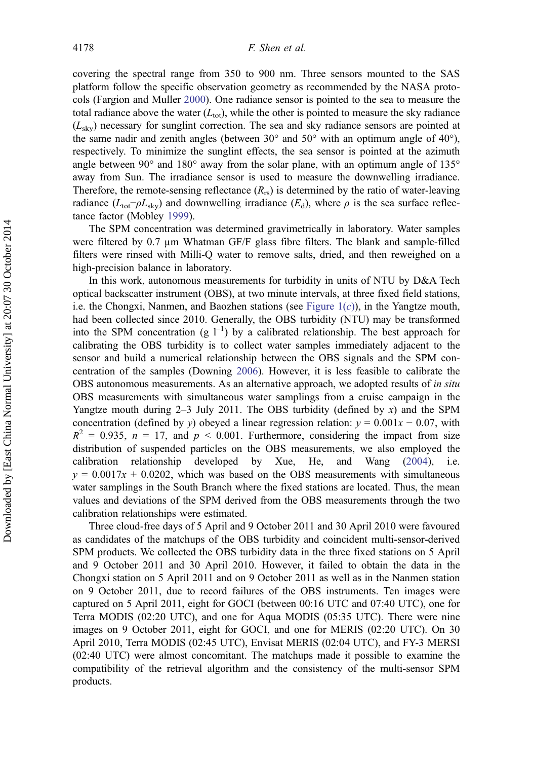covering the spectral range from 350 to 900 nm. Three sensors mounted to the SAS platform follow the specific observation geometry as recommended by the NASA protocols (Fargion and Muller 2000). One radiance sensor is pointed to the sea to measure the total radiance above the water ($L_{tot}$), while the other is pointed to measure the sky radiance ($L_{sky}$) necessary for sunglint correction. The sea and sky radiance sensors are pointed at the same nadir and zenith angles (between 30° and 50° with an optimum angle of 40°), respectively. To minimize the sunglint effects, the sea sensor is pointed at the azimuth angle between 90° and 180° away from the solar plane, with an optimum angle of 135° away from Sun. The irradiance sensor is used to measure the downwelling irradiance. Therefore, the remote-sensing reflectance ($R_{rs}$) is determined by the ratio of water-leaving radiance ($L_{tot}$–$\rho L_{sky}$) and downwelling irradiance ($E_d$), where $\rho$ is the sea surface reflectance factor (Mobley 1999).

The SPM concentration was determined gravimetrically in laboratory. Water samples were filtered by 0.7 μm Whatman GF/F glass fibre filters. The blank and sample-filled filters were rinsed with Milli-Q water to remove salts, dried, and then reweighed on a high-precision balance in laboratory.

In this work, autonomous measurements for turbidity in units of NTU by D&A Tech optical backscatter instrument (OBS), at two minute intervals, at three fixed field stations, i.e. the Chongxi, Nanmen, and Baozhen stations (see Figure 1(*c*)), in the Yangtze mouth, had been collected since 2010. Generally, the OBS turbidity (NTU) may be transformed into the SPM concentration (g $l^{-1}$) by a calibrated relationship. The best approach for calibrating the OBS turbidity is to collect water samples immediately adjacent to the sensor and build a numerical relationship between the OBS signals and the SPM concentration of the samples (Downing 2006). However, it is less feasible to calibrate the OBS autonomous measurements. As an alternative approach, we adopted results of *in situ* OBS measurements with simultaneous water samplings from a cruise campaign in the Yangtze mouth during 2–3 July 2011. The OBS turbidity (defined by $x$) and the SPM concentration (defined by $y$) obeyed a linear regression relation: $y = 0.001x - 0.07$, with $R^2 = 0.935$, $n = 17$, and $p < 0.001$. Furthermore, considering the impact from size distribution of suspended particles on the OBS measurements, we also employed the calibration relationship developed by Xue, He, and Wang (2004), i.e. $y = 0.0017x + 0.0202$, which was based on the OBS measurements with simultaneous water samplings in the South Branch where the fixed stations are located. Thus, the mean values and deviations of the SPM derived from the OBS measurements through the two calibration relationships were estimated.

Three cloud-free days of 5 April and 9 October 2011 and 30 April 2010 were favoured as candidates of the matchups of the OBS turbidity and coincident multi-sensor-derived SPM products. We collected the OBS turbidity data in the three fixed stations on 5 April and 9 October 2011 and 30 April 2010. However, it failed to obtain the data in the Chongxi station on 5 April 2011 and on 9 October 2011 as well as in the Nanmen station on 9 October 2011, due to record failures of the OBS instruments. Ten images were captured on 5 April 2011, eight for GOCI (between 00:16 UTC and 07:40 UTC), one for Terra MODIS (02:20 UTC), and one for Aqua MODIS (05:35 UTC). There were nine images on 9 October 2011, eight for GOCI, and one for MERIS (02:20 UTC). On 30 April 2010, Terra MODIS (02:45 UTC), Envisat MERIS (02:04 UTC), and FY-3 MERSI (02:40 UTC) were almost concomitant. The matchups made it possible to examine the compatibility of the retrieval algorithm and the consistency of the multi-sensor SPM products.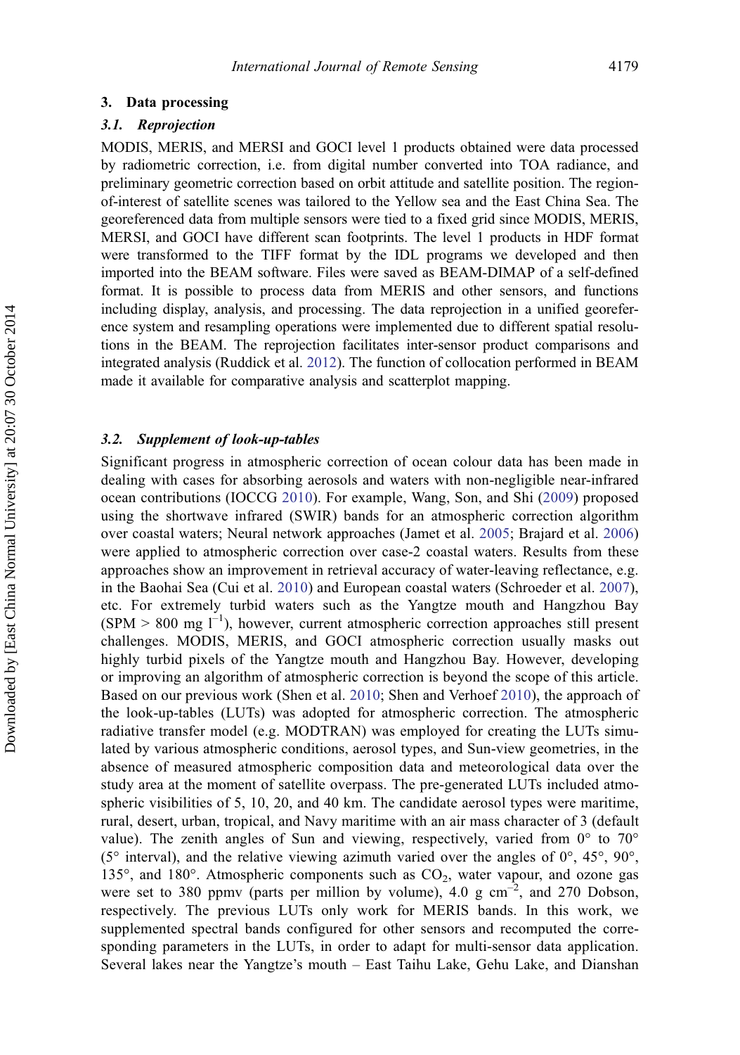## 3. Data processing

### 3.1. *Reprojection*

MODIS, MERIS, and MERSI and GOCI level 1 products obtained were data processed by radiometric correction, i.e. from digital number converted into TOA radiance, and preliminary geometric correction based on orbit attitude and satellite position. The region-of-interest of satellite scenes was tailored to the Yellow sea and the East China Sea. The georeferenced data from multiple sensors were tied to a fixed grid since MODIS, MERIS, MERSI, and GOCI have different scan footprints. The level 1 products in HDF format were transformed to the TIFF format by the IDL programs we developed and then imported into the BEAM software. Files were saved as BEAM-DIMAP of a self-defined format. It is possible to process data from MERIS and other sensors, and functions including display, analysis, and processing. The data reprojection in a unified georeference system and resampling operations were implemented due to different spatial resolutions in the BEAM. The reprojection facilitates inter-sensor product comparisons and integrated analysis (Ruddick et al. 2012). The function of collocation performed in BEAM made it available for comparative analysis and scatterplot mapping.

### 3.2. *Supplement of look-up-tables*

Significant progress in atmospheric correction of ocean colour data has been made in dealing with cases for absorbing aerosols and waters with non-negligible near-infrared ocean contributions (IOCCG 2010). For example, Wang, Son, and Shi (2009) proposed using the shortwave infrared (SWIR) bands for an atmospheric correction algorithm over coastal waters; Neural network approaches (Jamet et al. 2005; Brajard et al. 2006) were applied to atmospheric correction over case-2 coastal waters. Results from these approaches show an improvement in retrieval accuracy of water-leaving reflectance, e.g. in the Baohai Sea (Cui et al. 2010) and European coastal waters (Schroeder et al. 2007), etc. For extremely turbid waters such as the Yangtze mouth and Hangzhou Bay (SPM > 800 mg $l^{-1}$), however, current atmospheric correction approaches still present challenges. MODIS, MERIS, and GOCI atmospheric correction usually masks out highly turbid pixels of the Yangtze mouth and Hangzhou Bay. However, developing or improving an algorithm of atmospheric correction is beyond the scope of this article. Based on our previous work (Shen et al. 2010; Shen and Verhoef 2010), the approach of the look-up-tables (LUTs) was adopted for atmospheric correction. The atmospheric radiative transfer model (e.g. MODTRAN) was employed for creating the LUTs simulated by various atmospheric conditions, aerosol types, and Sun-view geometries, in the absence of measured atmospheric composition data and meteorological data over the study area at the moment of satellite overpass. The pre-generated LUTs included atmospheric visibilities of 5, 10, 20, and 40 km. The candidate aerosol types were maritime, rural, desert, urban, tropical, and Navy maritime with an air mass character of 3 (default value). The zenith angles of Sun and viewing, respectively, varied from 0° to 70° (5° interval), and the relative viewing azimuth varied over the angles of 0°, 45°, 90°, 135°, and 180°. Atmospheric components such as $CO_2$, water vapour, and ozone gas were set to 380 ppmv (parts per million by volume), 4.0 g $cm^{-2}$, and 270 Dobson, respectively. The previous LUTs only work for MERIS bands. In this work, we supplemented spectral bands configured for other sensors and recomputed the corresponding parameters in the LUTs, in order to adapt for multi-sensor data application. Several lakes near the Yangtze's mouth – East Taihu Lake, Gehu Lake, and Dianshan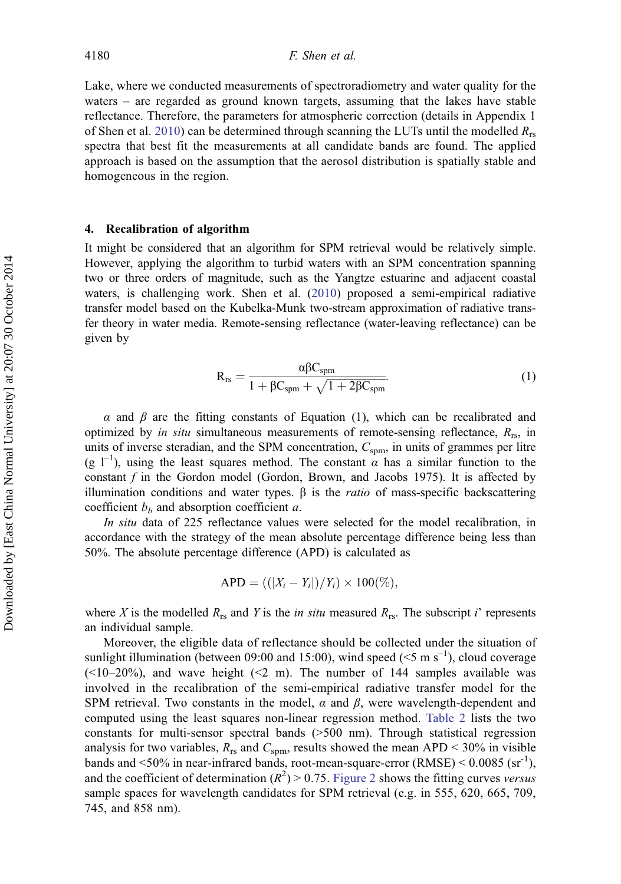Lake, where we conducted measurements of spectroradiometry and water quality for the waters – are regarded as ground known targets, assuming that the lakes have stable reflectance. Therefore, the parameters for atmospheric correction (details in Appendix 1 of Shen et al. 2010) can be determined through scanning the LUTs until the modelled $R_{rs}$ spectra that best fit the measurements at all candidate bands are found. The applied approach is based on the assumption that the aerosol distribution is spatially stable and homogeneous in the region.

## 4. Recalibration of algorithm

It might be considered that an algorithm for SPM retrieval would be relatively simple. However, applying the algorithm to turbid waters with an SPM concentration spanning two or three orders of magnitude, such as the Yangtze estuarine and adjacent coastal waters, is challenging work. Shen et al. (2010) proposed a semi-empirical radiative transfer model based on the Kubelka-Munk two-stream approximation of radiative transfer theory in water media. Remote-sensing reflectance (water-leaving reflectance) can be given by

$$\mathrm{R_{rs}} = \frac{\alpha\beta C_{\mathrm{spm}}}{1 + \beta C_{\mathrm{spm}} + \sqrt{1 + 2\beta C_{\mathrm{spm}}}}. \tag{1}$$

$\alpha$ and $\beta$ are the fitting constants of Equation (1), which can be recalibrated and optimized by *in situ* simultaneous measurements of remote-sensing reflectance, $R_{rs}$, in units of inverse steradian, and the SPM concentration, $C_{spm}$, in units of grammes per litre (g $l^{-1}$), using the least squares method. The constant $\alpha$ has a similar function to the constant $f$ in the Gordon model (Gordon, Brown, and Jacobs 1975). It is affected by illumination conditions and water types. β is the *ratio* of mass-specific backscattering coefficient $b_b$ and absorption coefficient $a$.

*In situ* data of 225 reflectance values were selected for the model recalibration, in accordance with the strategy of the mean absolute percentage difference being less than 50%. The absolute percentage difference (APD) is calculated as

$$\mathrm{APD} = ((|X_i - Y_i|)/Y_i) \times 100(\%),$$

where $X$ is the modelled $R_{rs}$ and $Y$ is the *in situ* measured $R_{rs}$. The subscript $i$' represents an individual sample.

Moreover, the eligible data of reflectance should be collected under the situation of sunlight illumination (between 09:00 and 15:00), wind speed (<5 m $s^{-1}$), cloud coverage (<10–20%), and wave height (<2 m). The number of 144 samples available was involved in the recalibration of the semi-empirical radiative transfer model for the SPM retrieval. Two constants in the model, $\alpha$ and $\beta$, were wavelength-dependent and computed using the least squares non-linear regression method. Table 2 lists the two constants for multi-sensor spectral bands (>500 nm). Through statistical regression analysis for two variables, $R_{rs}$ and $C_{spm}$, results showed the mean APD < 30% in visible bands and <50% in near-infrared bands, root-mean-square-error (RMSE) < 0.0085 ($sr^{-1}$), and the coefficient of determination ($R^2$) > 0.75. Figure 2 shows the fitting curves *versus* sample spaces for wavelength candidates for SPM retrieval (e.g. in 555, 620, 665, 709, 745, and 858 nm).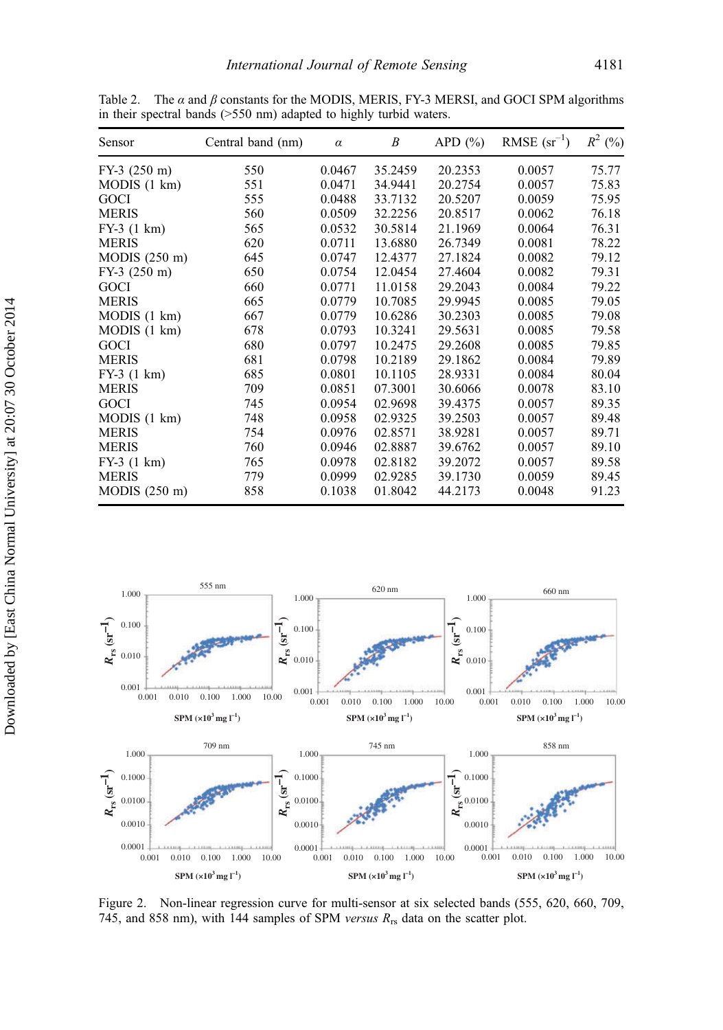Table 2. The $\alpha$ and $\beta$ constants for the MODIS, MERIS, FY-3 MERSI, and GOCI SPM algorithms in their spectral bands (>550 nm) adapted to highly turbid waters.

| Sensor | Central band (nm) | $\alpha$ | $B$ | APD (%) | RMSE ($sr^{-1}$) | $R^2$ (%) |
|---|---|---|---|---|---|---|
| FY-3 (250 m) | 550 | 0.0467 | 35.2459 | 20.2353 | 0.0057 | 75.77 |
| MODIS (1 km) | 551 | 0.0471 | 34.9441 | 20.2754 | 0.0057 | 75.83 |
| GOCI | 555 | 0.0488 | 33.7132 | 20.5207 | 0.0059 | 75.95 |
| MERIS | 560 | 0.0509 | 32.2256 | 20.8517 | 0.0062 | 76.18 |
| FY-3 (1 km) | 565 | 0.0532 | 30.5814 | 21.1969 | 0.0064 | 76.31 |
| MERIS | 620 | 0.0711 | 13.6880 | 26.7349 | 0.0081 | 78.22 |
| MODIS (250 m) | 645 | 0.0747 | 12.4377 | 27.1824 | 0.0082 | 79.12 |
| FY-3 (250 m) | 650 | 0.0754 | 12.0454 | 27.4604 | 0.0082 | 79.31 |
| GOCI | 660 | 0.0771 | 11.0158 | 29.2043 | 0.0084 | 79.22 |
| MERIS | 665 | 0.0779 | 10.7085 | 29.9945 | 0.0085 | 79.05 |
| MODIS (1 km) | 667 | 0.0779 | 10.6286 | 30.2303 | 0.0085 | 79.08 |
| MODIS (1 km) | 678 | 0.0793 | 10.3241 | 29.5631 | 0.0085 | 79.58 |
| GOCI | 680 | 0.0797 | 10.2475 | 29.2608 | 0.0085 | 79.85 |
| MERIS | 681 | 0.0798 | 10.2189 | 29.1862 | 0.0084 | 79.89 |
| FY-3 (1 km) | 685 | 0.0801 | 10.1105 | 28.9331 | 0.0084 | 80.04 |
| MERIS | 709 | 0.0851 | 07.3001 | 30.6066 | 0.0078 | 83.10 |
| GOCI | 745 | 0.0954 | 02.9698 | 39.4375 | 0.0057 | 89.35 |
| MODIS (1 km) | 748 | 0.0958 | 02.9325 | 39.2503 | 0.0057 | 89.48 |
| MERIS | 754 | 0.0976 | 02.8571 | 38.9281 | 0.0057 | 89.71 |
| MERIS | 760 | 0.0946 | 02.8887 | 39.6762 | 0.0057 | 89.10 |
| FY-3 (1 km) | 765 | 0.0978 | 02.8182 | 39.2072 | 0.0057 | 89.58 |
| MERIS | 779 | 0.0999 | 02.9285 | 39.1730 | 0.0059 | 89.45 |
| MODIS (250 m) | 858 | 0.1038 | 01.8042 | 44.2173 | 0.0048 | 91.23 |

Figure 2. Non-linear regression curve for multi-sensor at six selected bands (555, 620, 660, 709, 745, and 858 nm), with 144 samples of SPM *versus* $R_{rs}$ data on the scatter plot.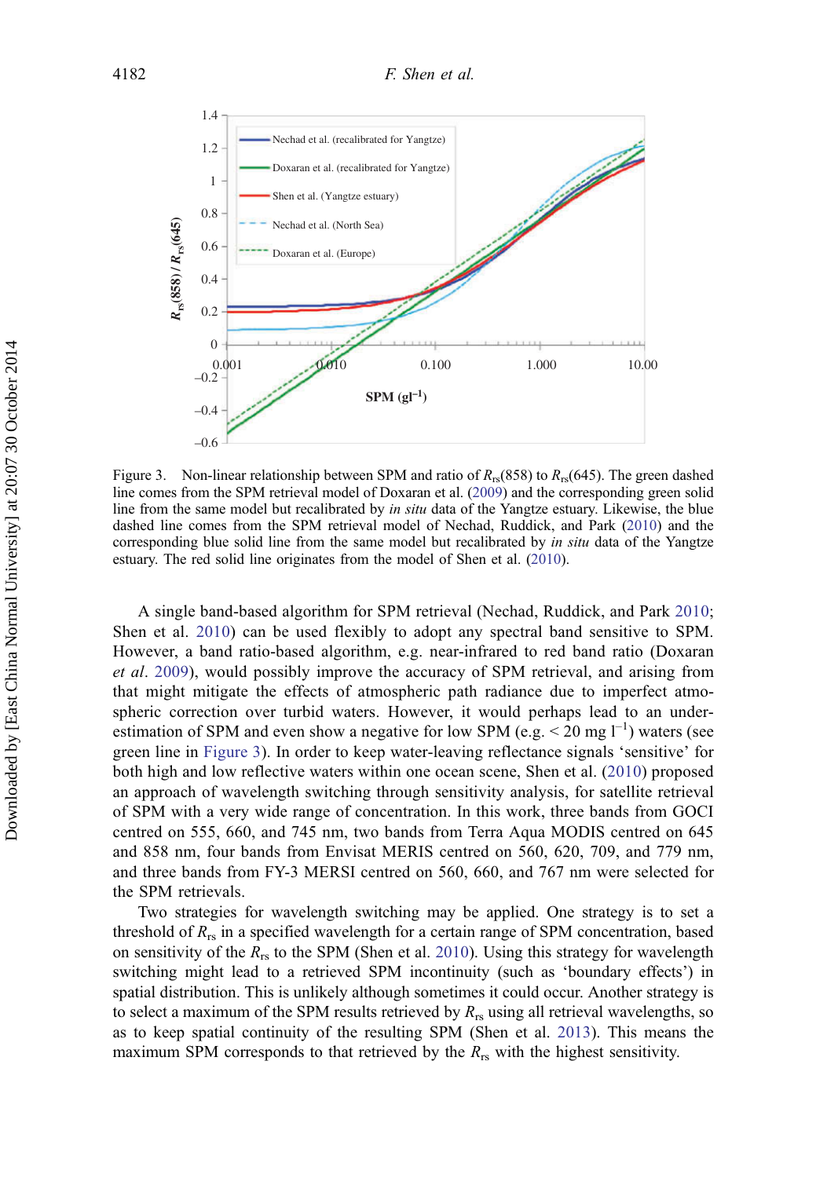Figure 3. Non-linear relationship between SPM and ratio of $R_{rs}(858)$ to $R_{rs}(645)$. The green dashed line comes from the SPM retrieval model of Doxaran et al. (2009) and the corresponding green solid line from the same model but recalibrated by *in situ* data of the Yangtze estuary. Likewise, the blue dashed line comes from the SPM retrieval model of Nechad, Ruddick, and Park (2010) and the corresponding blue solid line from the same model but recalibrated by *in situ* data of the Yangtze estuary. The red solid line originates from the model of Shen et al. (2010).

A single band-based algorithm for SPM retrieval (Nechad, Ruddick, and Park 2010; Shen et al. 2010) can be used flexibly to adopt any spectral band sensitive to SPM. However, a band ratio-based algorithm, e.g. near-infrared to red band ratio (Doxaran *et al*. 2009), would possibly improve the accuracy of SPM retrieval, and arising from that might mitigate the effects of atmospheric path radiance due to imperfect atmospheric correction over turbid waters. However, it would perhaps lead to an underestimation of SPM and even show a negative for low SPM (e.g. < 20 mg $l^{-1}$) waters (see green line in Figure 3). In order to keep water-leaving reflectance signals 'sensitive' for both high and low reflective waters within one ocean scene, Shen et al. (2010) proposed an approach of wavelength switching through sensitivity analysis, for satellite retrieval of SPM with a very wide range of concentration. In this work, three bands from GOCI centred on 555, 660, and 745 nm, two bands from Terra Aqua MODIS centred on 645 and 858 nm, four bands from Envisat MERIS centred on 560, 620, 709, and 779 nm, and three bands from FY-3 MERSI centred on 560, 660, and 767 nm were selected for the SPM retrievals.

Two strategies for wavelength switching may be applied. One strategy is to set a threshold of $R_{rs}$ in a specified wavelength for a certain range of SPM concentration, based on sensitivity of the $R_{rs}$ to the SPM (Shen et al. 2010). Using this strategy for wavelength switching might lead to a retrieved SPM incontinuity (such as 'boundary effects') in spatial distribution. This is unlikely although sometimes it could occur. Another strategy is to select a maximum of the SPM results retrieved by $R_{rs}$ using all retrieval wavelengths, so as to keep spatial continuity of the resulting SPM (Shen et al. 2013). This means the maximum SPM corresponds to that retrieved by the $R_{rs}$ with the highest sensitivity.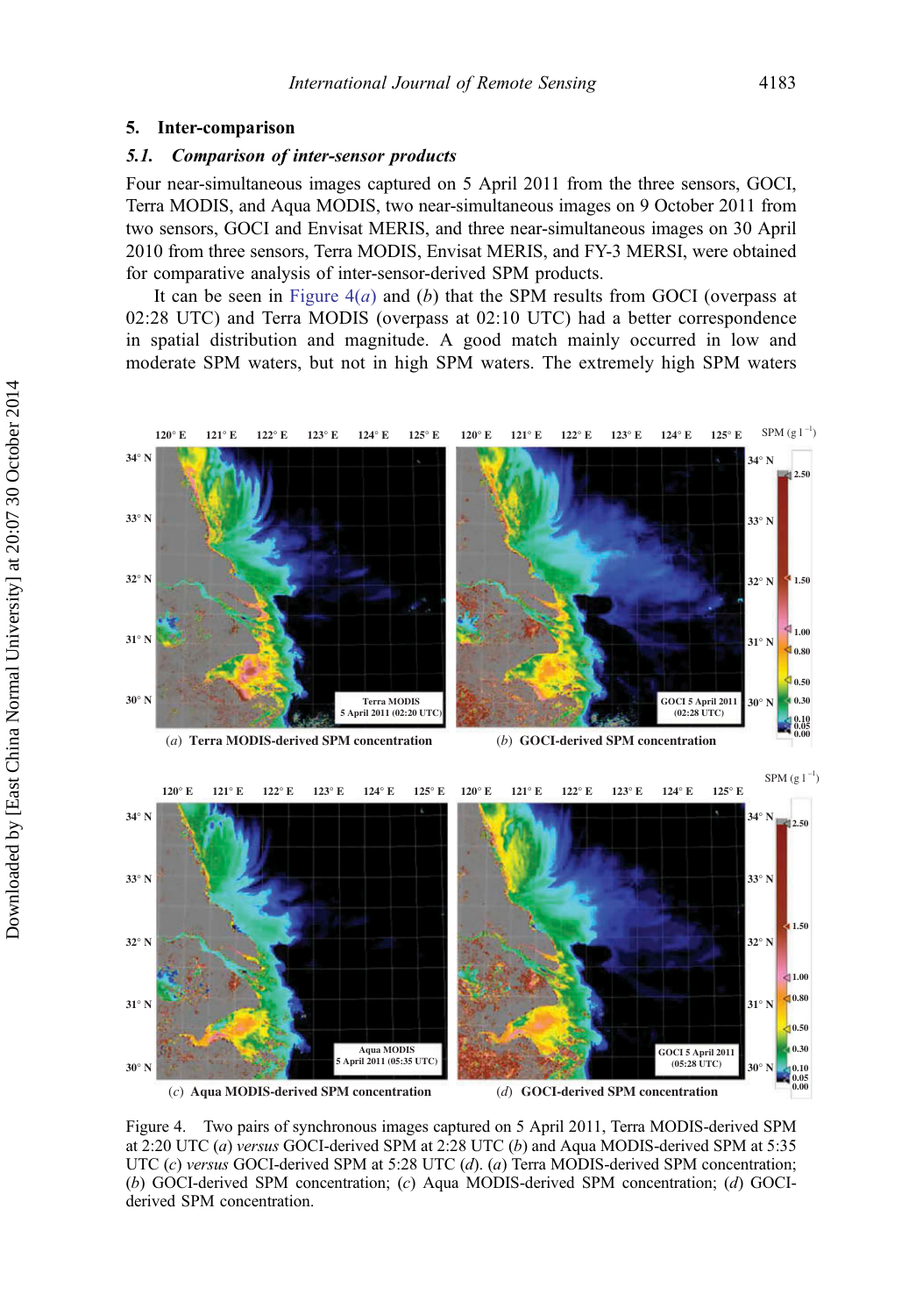## 5. Inter-comparison

### 5.1. Comparison of inter-sensor products

Four near-simultaneous images captured on 5 April 2011 from the three sensors, GOCI, Terra MODIS, and Aqua MODIS, two near-simultaneous images on 9 October 2011 from two sensors, GOCI and Envisat MERIS, and three near-simultaneous images on 30 April 2010 from three sensors, Terra MODIS, Envisat MERIS, and FY-3 MERSI, were obtained for comparative analysis of inter-sensor-derived SPM products.

It can be seen in Figure 4(*a*) and (*b*) that the SPM results from GOCI (overpass at 02:28 UTC) and Terra MODIS (overpass at 02:10 UTC) had a better correspondence in spatial distribution and magnitude. A good match mainly occurred in low and moderate SPM waters, but not in high SPM waters. The extremely high SPM waters

Figure 4. Two pairs of synchronous images captured on 5 April 2011, Terra MODIS-derived SPM at 2:20 UTC (*a*) *versus* GOCI-derived SPM at 2:28 UTC (*b*) and Aqua MODIS-derived SPM at 5:35 UTC (*c*) *versus* GOCI-derived SPM at 5:28 UTC (*d*). (*a*) Terra MODIS-derived SPM concentration; (*b*) GOCI-derived SPM concentration; (*c*) Aqua MODIS-derived SPM concentration; (*d*) GOCI-derived SPM concentration.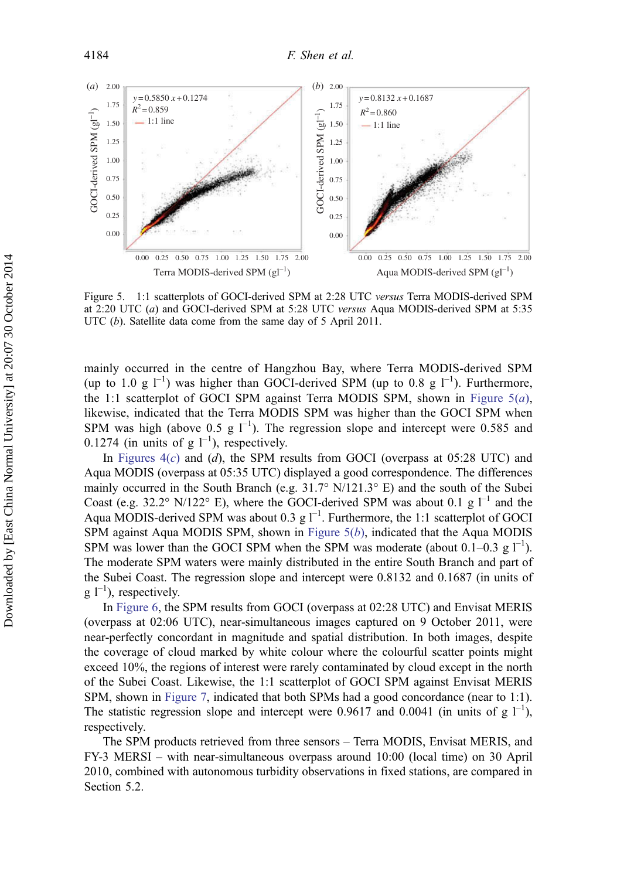Figure 5. 1:1 scatterplots of GOCI-derived SPM at 2:28 UTC *versus* Terra MODIS-derived SPM at 2:20 UTC (*a*) and GOCI-derived SPM at 5:28 UTC *versus* Aqua MODIS-derived SPM at 5:35 UTC (*b*). Satellite data come from the same day of 5 April 2011.

mainly occurred in the centre of Hangzhou Bay, where Terra MODIS-derived SPM (up to 1.0 g $l^{-1}$) was higher than GOCI-derived SPM (up to 0.8 g $l^{-1}$). Furthermore, the 1:1 scatterplot of GOCI SPM against Terra MODIS SPM, shown in Figure 5(*a*), likewise, indicated that the Terra MODIS SPM was higher than the GOCI SPM when SPM was high (above 0.5 g $l^{-1}$). The regression slope and intercept were 0.585 and 0.1274 (in units of g $l^{-1}$), respectively.

In Figures 4(*c*) and (*d*), the SPM results from GOCI (overpass at 05:28 UTC) and Aqua MODIS (overpass at 05:35 UTC) displayed a good correspondence. The differences mainly occurred in the South Branch (e.g. 31.7° N/121.3° E) and the south of the Subei Coast (e.g. 32.2° N/122° E), where the GOCI-derived SPM was about 0.1 g $l^{-1}$ and the Aqua MODIS-derived SPM was about 0.3 g $l^{-1}$. Furthermore, the 1:1 scatterplot of GOCI SPM against Aqua MODIS SPM, shown in Figure 5(*b*), indicated that the Aqua MODIS SPM was lower than the GOCI SPM when the SPM was moderate (about 0.1–0.3 g $l^{-1}$). The moderate SPM waters were mainly distributed in the entire South Branch and part of the Subei Coast. The regression slope and intercept were 0.8132 and 0.1687 (in units of g $l^{-1}$), respectively.

In Figure 6, the SPM results from GOCI (overpass at 02:28 UTC) and Envisat MERIS (overpass at 02:06 UTC), near-simultaneous images captured on 9 October 2011, were near-perfectly concordant in magnitude and spatial distribution. In both images, despite the coverage of cloud marked by white colour where the colourful scatter points might exceed 10%, the regions of interest were rarely contaminated by cloud except in the north of the Subei Coast. Likewise, the 1:1 scatterplot of GOCI SPM against Envisat MERIS SPM, shown in Figure 7, indicated that both SPMs had a good concordance (near to 1:1). The statistic regression slope and intercept were 0.9617 and 0.0041 (in units of g $l^{-1}$), respectively.

The SPM products retrieved from three sensors – Terra MODIS, Envisat MERIS, and FY-3 MERSI – with near-simultaneous overpass around 10:00 (local time) on 30 April 2010, combined with autonomous turbidity observations in fixed stations, are compared in Section 5.2.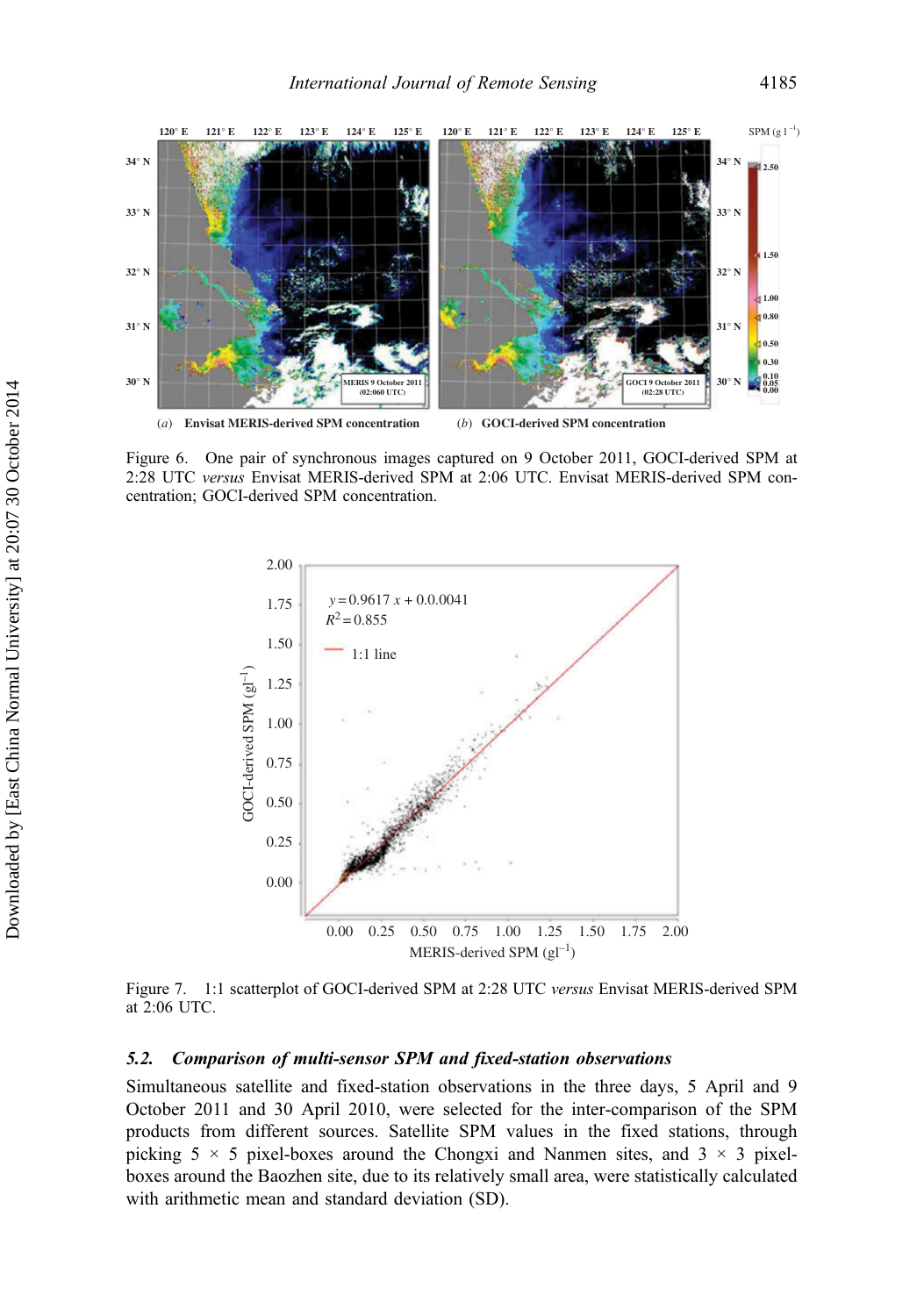Figure 6. One pair of synchronous images captured on 9 October 2011, GOCI-derived SPM at 2:28 UTC *versus* Envisat MERIS-derived SPM at 2:06 UTC. Envisat MERIS-derived SPM concentration; GOCI-derived SPM concentration.

Figure 7. 1:1 scatterplot of GOCI-derived SPM at 2:28 UTC *versus* Envisat MERIS-derived SPM at 2:06 UTC.

### 5.2. *Comparison of multi-sensor SPM and fixed-station observations*

Simultaneous satellite and fixed-station observations in the three days, 5 April and 9 October 2011 and 30 April 2010, were selected for the inter-comparison of the SPM products from different sources. Satellite SPM values in the fixed stations, through picking 5 × 5 pixel-boxes around the Chongxi and Nanmen sites, and 3 × 3 pixel-boxes around the Baozhen site, due to its relatively small area, were statistically calculated with arithmetic mean and standard deviation (SD).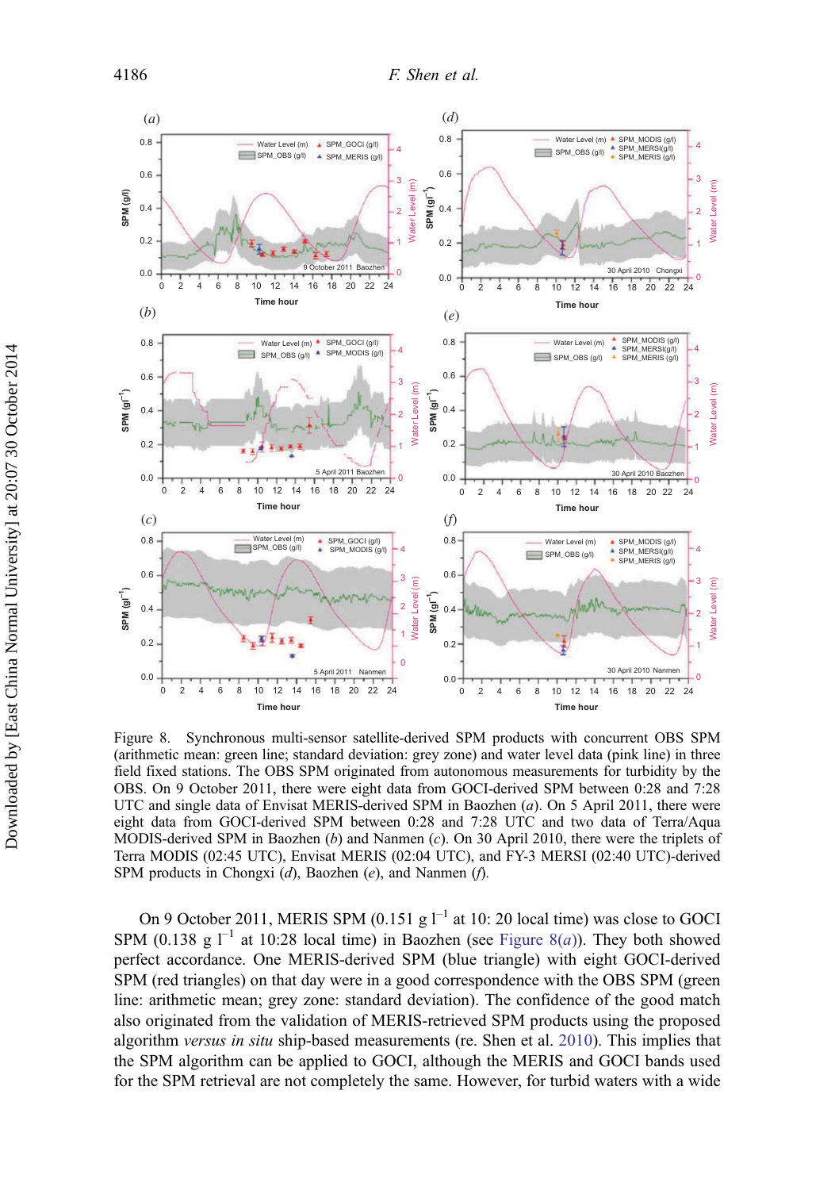Figure 8. Synchronous multi-sensor satellite-derived SPM products with concurrent OBS SPM (arithmetic mean: green line; standard deviation: grey zone) and water level data (pink line) in three field fixed stations. The OBS SPM originated from autonomous measurements for turbidity by the OBS. On 9 October 2011, there were eight data from GOCI-derived SPM between 0:28 and 7:28 UTC and single data of Envisat MERIS-derived SPM in Baozhen (*a*). On 5 April 2011, there were eight data from GOCI-derived SPM between 0:28 and 7:28 UTC and two data of Terra/Aqua MODIS-derived SPM in Baozhen (*b*) and Nanmen (*c*). On 30 April 2010, there were the triplets of Terra MODIS (02:45 UTC), Envisat MERIS (02:04 UTC), and FY-3 MERSI (02:40 UTC)-derived SPM products in Chongxi (*d*), Baozhen (*e*), and Nanmen (*f*).

On 9 October 2011, MERIS SPM (0.151 g $l^{-1}$ at 10: 20 local time) was close to GOCI SPM (0.138 g $l^{-1}$ at 10:28 local time) in Baozhen (see Figure 8(*a*)). They both showed perfect accordance. One MERIS-derived SPM (blue triangle) with eight GOCI-derived SPM (red triangles) on that day were in a good correspondence with the OBS SPM (green line: arithmetic mean; grey zone: standard deviation). The confidence of the good match also originated from the validation of MERIS-retrieved SPM products using the proposed algorithm *versus in situ* ship-based measurements (re. Shen et al. 2010). This implies that the SPM algorithm can be applied to GOCI, although the MERIS and GOCI bands used for the SPM retrieval are not completely the same. However, for turbid waters with a wide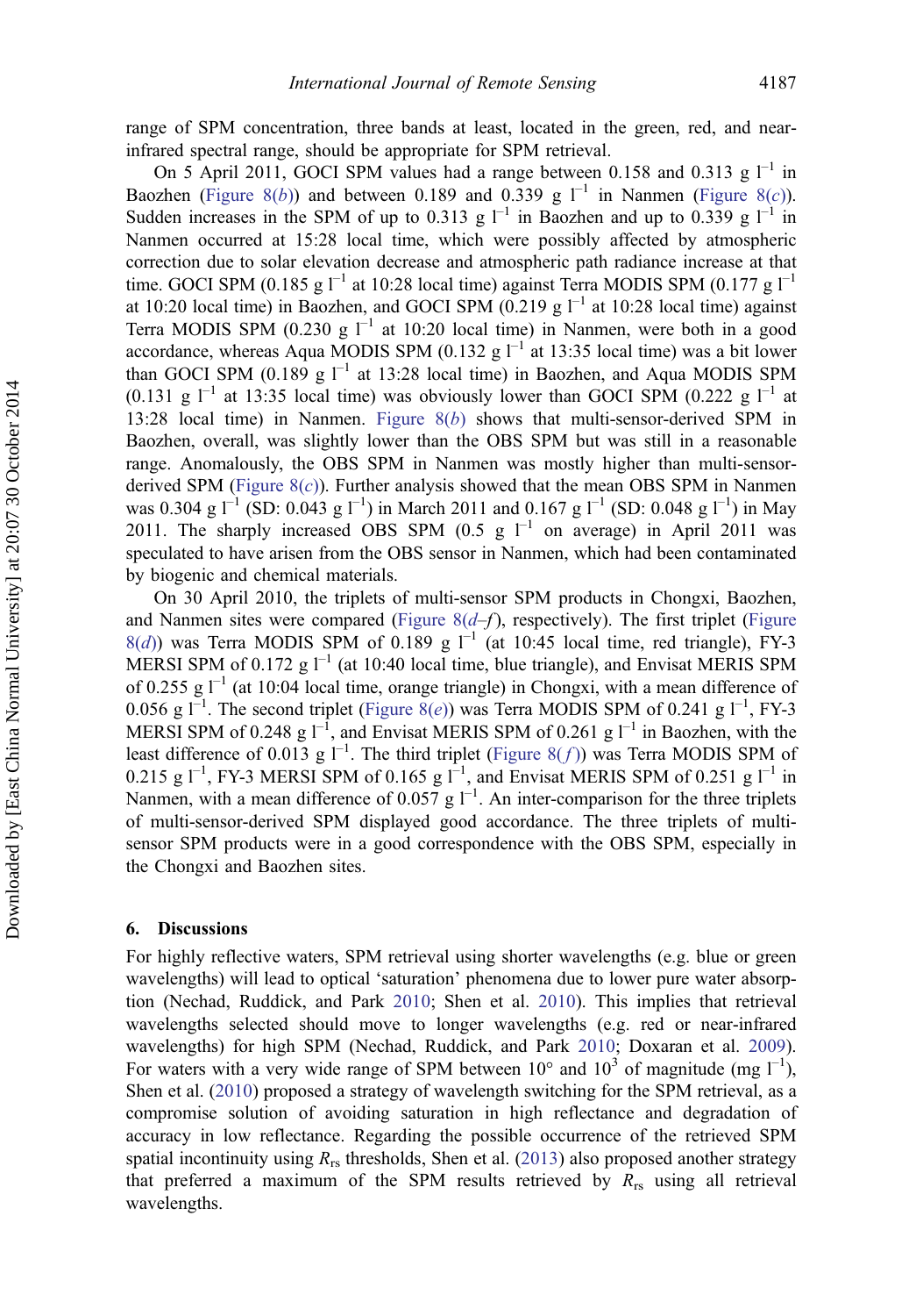range of SPM concentration, three bands at least, located in the green, red, and near-infrared spectral range, should be appropriate for SPM retrieval.

On 5 April 2011, GOCI SPM values had a range between 0.158 and 0.313 g $l^{-1}$ in Baozhen (Figure 8(*b*)) and between 0.189 and 0.339 g $l^{-1}$ in Nanmen (Figure 8(*c*)). Sudden increases in the SPM of up to 0.313 g $l^{-1}$ in Baozhen and up to 0.339 g $l^{-1}$ in Nanmen occurred at 15:28 local time, which were possibly affected by atmospheric correction due to solar elevation decrease and atmospheric path radiance increase at that time. GOCI SPM (0.185 g $l^{-1}$ at 10:28 local time) against Terra MODIS SPM (0.177 g $l^{-1}$ at 10:20 local time) in Baozhen, and GOCI SPM (0.219 g $l^{-1}$ at 10:28 local time) against Terra MODIS SPM (0.230 g $l^{-1}$ at 10:20 local time) in Nanmen, were both in a good accordance, whereas Aqua MODIS SPM (0.132 g $l^{-1}$ at 13:35 local time) was a bit lower than GOCI SPM (0.189 g $l^{-1}$ at 13:28 local time) in Baozhen, and Aqua MODIS SPM (0.131 g $l^{-1}$ at 13:35 local time) was obviously lower than GOCI SPM (0.222 g $l^{-1}$ at 13:28 local time) in Nanmen. Figure 8(*b*) shows that multi-sensor-derived SPM in Baozhen, overall, was slightly lower than the OBS SPM but was still in a reasonable range. Anomalously, the OBS SPM in Nanmen was mostly higher than multi-sensor-derived SPM (Figure 8(*c*)). Further analysis showed that the mean OBS SPM in Nanmen was 0.304 g $l^{-1}$ (SD: 0.043 g $l^{-1}$) in March 2011 and 0.167 g $l^{-1}$ (SD: 0.048 g $l^{-1}$) in May 2011. The sharply increased OBS SPM (0.5 g $l^{-1}$ on average) in April 2011 was speculated to have arisen from the OBS sensor in Nanmen, which had been contaminated by biogenic and chemical materials.

On 30 April 2010, the triplets of multi-sensor SPM products in Chongxi, Baozhen, and Nanmen sites were compared (Figure 8(*d*–*f*), respectively). The first triplet (Figure 8(*d*)) was Terra MODIS SPM of 0.189 g $l^{-1}$ (at 10:45 local time, red triangle), FY-3 MERSI SPM of 0.172 g $l^{-1}$ (at 10:40 local time, blue triangle), and Envisat MERIS SPM of 0.255 g $l^{-1}$ (at 10:04 local time, orange triangle) in Chongxi, with a mean difference of 0.056 g $l^{-1}$. The second triplet (Figure 8(*e*)) was Terra MODIS SPM of 0.241 g $l^{-1}$, FY-3 MERSI SPM of 0.248 g $l^{-1}$, and Envisat MERIS SPM of 0.261 g $l^{-1}$ in Baozhen, with the least difference of 0.013 g $l^{-1}$. The third triplet (Figure 8(*f*)) was Terra MODIS SPM of 0.215 g $l^{-1}$, FY-3 MERSI SPM of 0.165 g $l^{-1}$, and Envisat MERIS SPM of 0.251 g $l^{-1}$ in Nanmen, with a mean difference of 0.057 g $l^{-1}$. An inter-comparison for the three triplets of multi-sensor-derived SPM displayed good accordance. The three triplets of multi-sensor SPM products were in a good correspondence with the OBS SPM, especially in the Chongxi and Baozhen sites.

## 6. Discussions

For highly reflective waters, SPM retrieval using shorter wavelengths (e.g. blue or green wavelengths) will lead to optical 'saturation' phenomena due to lower pure water absorption (Nechad, Ruddick, and Park 2010; Shen et al. 2010). This implies that retrieval wavelengths selected should move to longer wavelengths (e.g. red or near-infrared wavelengths) for high SPM (Nechad, Ruddick, and Park 2010; Doxaran et al. 2009). For waters with a very wide range of SPM between $10^{0}$ and $10^{3}$ of magnitude (mg $l^{-1}$), Shen et al. (2010) proposed a strategy of wavelength switching for the SPM retrieval, as a compromise solution of avoiding saturation in high reflectance and degradation of accuracy in low reflectance. Regarding the possible occurrence of the retrieved SPM spatial incontinuity using $R_{rs}$ thresholds, Shen et al. (2013) also proposed another strategy that preferred a maximum of the SPM results retrieved by $R_{rs}$ using all retrieval wavelengths.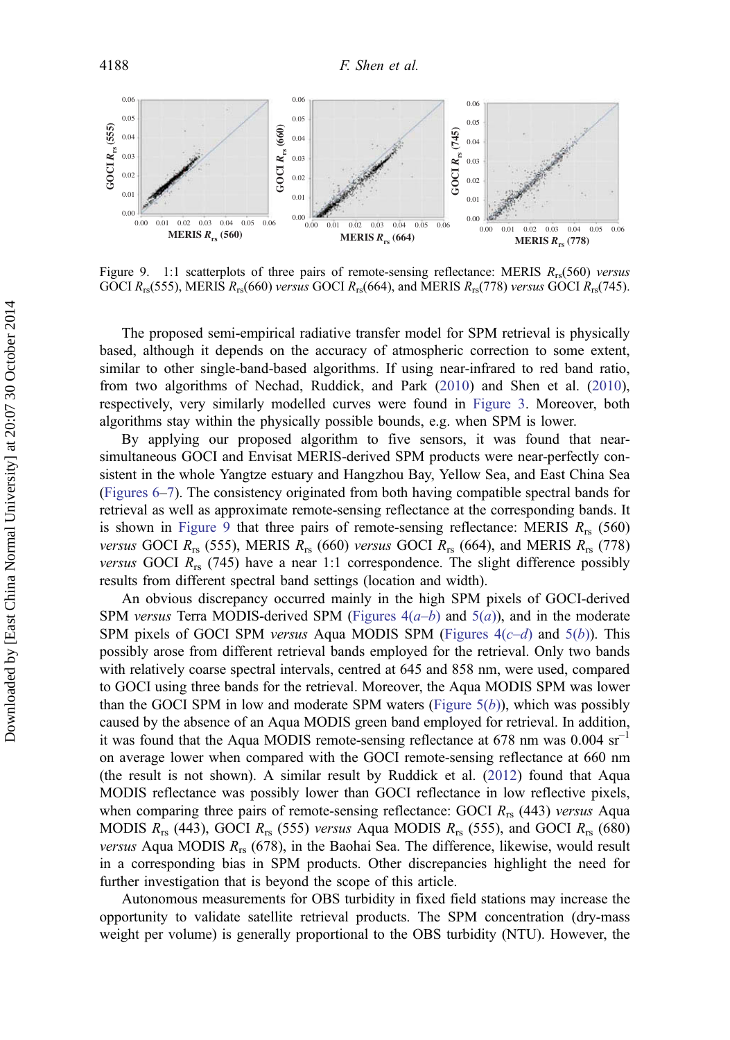Figure 9. 1:1 scatterplots of three pairs of remote-sensing reflectance: MERIS $R_{rs}(560)$ *versus* GOCI $R_{rs}(555)$, MERIS $R_{rs}(660)$ *versus* GOCI $R_{rs}(664)$, and MERIS $R_{rs}(778)$ *versus* GOCI $R_{rs}(745)$.

The proposed semi-empirical radiative transfer model for SPM retrieval is physically based, although it depends on the accuracy of atmospheric correction to some extent, similar to other single-band-based algorithms. If using near-infrared to red band ratio, from two algorithms of Nechad, Ruddick, and Park (2010) and Shen et al. (2010), respectively, very similarly modelled curves were found in Figure 3. Moreover, both algorithms stay within the physically possible bounds, e.g. when SPM is lower.

By applying our proposed algorithm to five sensors, it was found that near-simultaneous GOCI and Envisat MERIS-derived SPM products were near-perfectly consistent in the whole Yangtze estuary and Hangzhou Bay, Yellow Sea, and East China Sea (Figures 6–7). The consistency originated from both having compatible spectral bands for retrieval as well as approximate remote-sensing reflectance at the corresponding bands. It is shown in Figure 9 that three pairs of remote-sensing reflectance: MERIS $R_{rs}$ (560) *versus* GOCI $R_{rs}$ (555), MERIS $R_{rs}$ (660) *versus* GOCI $R_{rs}$ (664), and MERIS $R_{rs}$ (778) *versus* GOCI $R_{rs}$ (745) have a near 1:1 correspondence. The slight difference possibly results from different spectral band settings (location and width).

An obvious discrepancy occurred mainly in the high SPM pixels of GOCI-derived SPM *versus* Terra MODIS-derived SPM (Figures 4(*a–b*) and 5(*a*)), and in the moderate SPM pixels of GOCI SPM *versus* Aqua MODIS SPM (Figures 4(*c–d*) and 5(*b*)). This possibly arose from different retrieval bands employed for the retrieval. Only two bands with relatively coarse spectral intervals, centred at 645 and 858 nm, were used, compared to GOCI using three bands for the retrieval. Moreover, the Aqua MODIS SPM was lower than the GOCI SPM in low and moderate SPM waters (Figure 5(*b*)), which was possibly caused by the absence of an Aqua MODIS green band employed for retrieval. In addition, it was found that the Aqua MODIS remote-sensing reflectance at 678 nm was 0.004 $sr^{-1}$ on average lower when compared with the GOCI remote-sensing reflectance at 660 nm (the result is not shown). A similar result by Ruddick et al. (2012) found that Aqua MODIS reflectance was possibly lower than GOCI reflectance in low reflective pixels, when comparing three pairs of remote-sensing reflectance: GOCI $R_{rs}$ (443) *versus* Aqua MODIS $R_{rs}$ (443), GOCI $R_{rs}$ (555) *versus* Aqua MODIS $R_{rs}$ (555), and GOCI $R_{rs}$ (680) *versus* Aqua MODIS $R_{rs}$ (678), in the Baohai Sea. The difference, likewise, would result in a corresponding bias in SPM products. Other discrepancies highlight the need for further investigation that is beyond the scope of this article.

Autonomous measurements for OBS turbidity in fixed field stations may increase the opportunity to validate satellite retrieval products. The SPM concentration (dry-mass weight per volume) is generally proportional to the OBS turbidity (NTU). However, the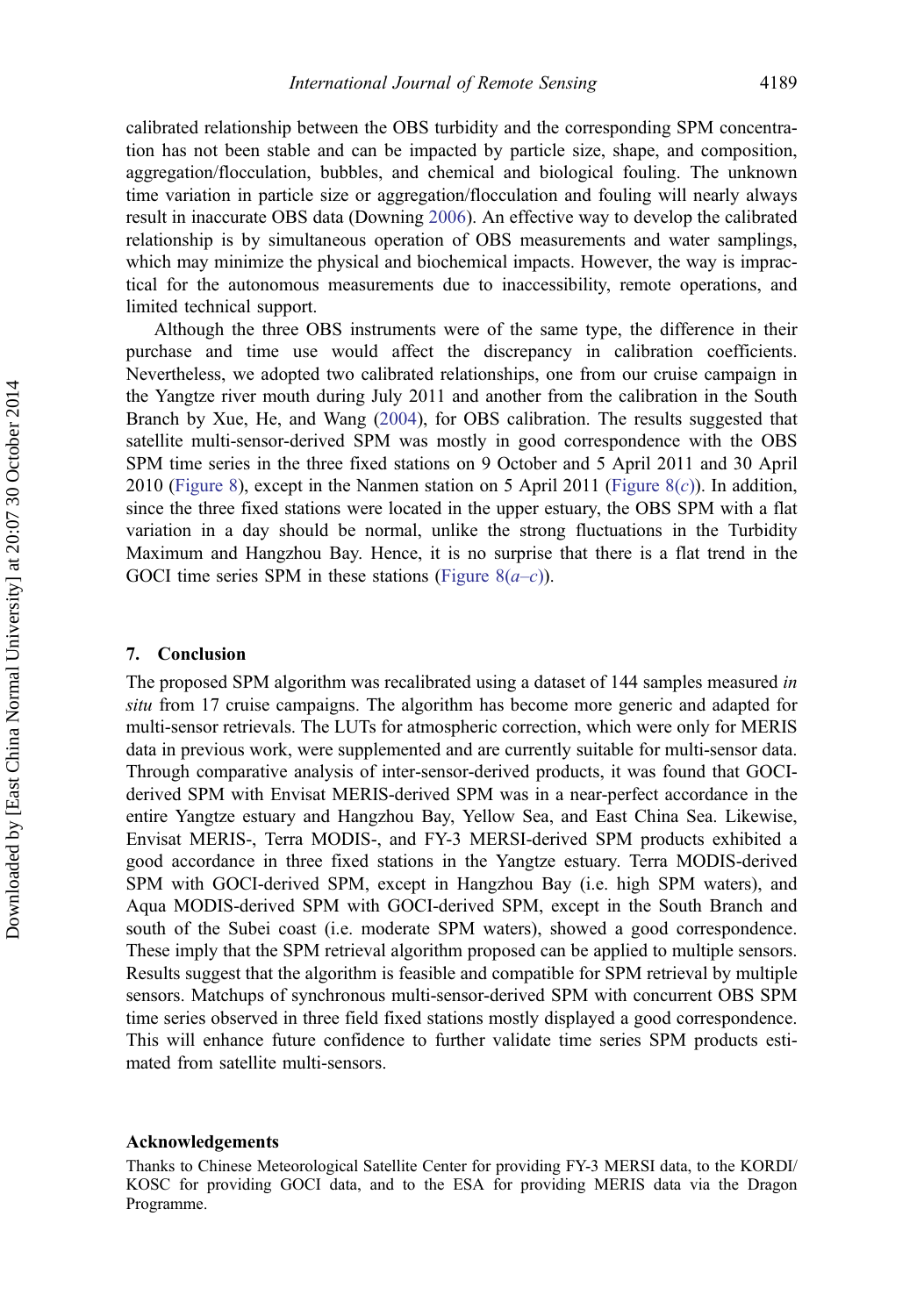calibrated relationship between the OBS turbidity and the corresponding SPM concentration has not been stable and can be impacted by particle size, shape, and composition, aggregation/flocculation, bubbles, and chemical and biological fouling. The unknown time variation in particle size or aggregation/flocculation and fouling will nearly always result in inaccurate OBS data (Downing 2006). An effective way to develop the calibrated relationship is by simultaneous operation of OBS measurements and water samplings, which may minimize the physical and biochemical impacts. However, the way is impractical for the autonomous measurements due to inaccessibility, remote operations, and limited technical support.

Although the three OBS instruments were of the same type, the difference in their purchase and time use would affect the discrepancy in calibration coefficients. Nevertheless, we adopted two calibrated relationships, one from our cruise campaign in the Yangtze river mouth during July 2011 and another from the calibration in the South Branch by Xue, He, and Wang (2004), for OBS calibration. The results suggested that satellite multi-sensor-derived SPM was mostly in good correspondence with the OBS SPM time series in the three fixed stations on 9 October and 5 April 2011 and 30 April 2010 (Figure 8), except in the Nanmen station on 5 April 2011 (Figure 8(*c*)). In addition, since the three fixed stations were located in the upper estuary, the OBS SPM with a flat variation in a day should be normal, unlike the strong fluctuations in the Turbidity Maximum and Hangzhou Bay. Hence, it is no surprise that there is a flat trend in the GOCI time series SPM in these stations (Figure 8(*a–c*)).

## 7. Conclusion

The proposed SPM algorithm was recalibrated using a dataset of 144 samples measured *in situ* from 17 cruise campaigns. The algorithm has become more generic and adapted for multi-sensor retrievals. The LUTs for atmospheric correction, which were only for MERIS data in previous work, were supplemented and are currently suitable for multi-sensor data. Through comparative analysis of inter-sensor-derived products, it was found that GOCI-derived SPM with Envisat MERIS-derived SPM was in a near-perfect accordance in the entire Yangtze estuary and Hangzhou Bay, Yellow Sea, and East China Sea. Likewise, Envisat MERIS-, Terra MODIS-, and FY-3 MERSI-derived SPM products exhibited a good accordance in three fixed stations in the Yangtze estuary. Terra MODIS-derived SPM with GOCI-derived SPM, except in Hangzhou Bay (i.e. high SPM waters), and Aqua MODIS-derived SPM with GOCI-derived SPM, except in the South Branch and south of the Subei coast (i.e. moderate SPM waters), showed a good correspondence. These imply that the SPM retrieval algorithm proposed can be applied to multiple sensors. Results suggest that the algorithm is feasible and compatible for SPM retrieval by multiple sensors. Matchups of synchronous multi-sensor-derived SPM with concurrent OBS SPM time series observed in three field fixed stations mostly displayed a good correspondence. This will enhance future confidence to further validate time series SPM products estimated from satellite multi-sensors.

### Acknowledgements

Thanks to Chinese Meteorological Satellite Center for providing FY-3 MERSI data, to the KORDI/KOSC for providing GOCI data, and to the ESA for providing MERIS data via the Dragon Programme.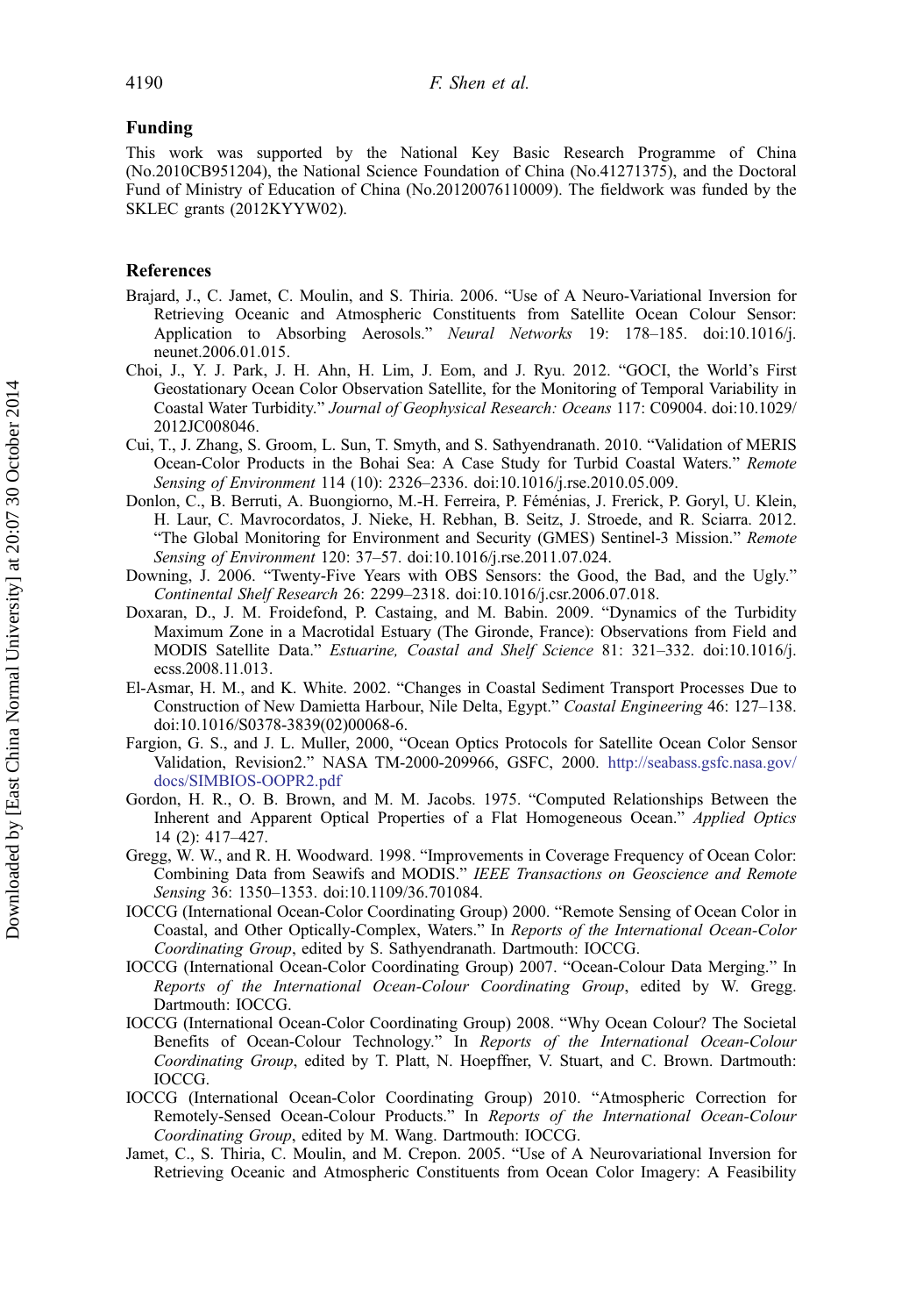## Funding

This work was supported by the National Key Basic Research Programme of China (No.2010CB951204), the National Science Foundation of China (No.41271375), and the Doctoral Fund of Ministry of Education of China (No.20120076110009). The fieldwork was funded by the SKLEC grants (2012KYYW02).

## References

Brajard, J., C. Jamet, C. Moulin, and S. Thiria. 2006. "Use of A Neuro-Variational Inversion for Retrieving Oceanic and Atmospheric Constituents from Satellite Ocean Colour Sensor: Application to Absorbing Aerosols." *Neural Networks* 19: 178–185. doi:10.1016/j.neunet.2006.01.015.

Choi, J., Y. J. Park, J. H. Ahn, H. Lim, J. Eom, and J. Ryu. 2012. "GOCI, the World's First Geostationary Ocean Color Observation Satellite, for the Monitoring of Temporal Variability in Coastal Water Turbidity." *Journal of Geophysical Research: Oceans* 117: C09004. doi:10.1029/2012JC008046.

Cui, T., J. Zhang, S. Groom, L. Sun, T. Smyth, and S. Sathyendranath. 2010. "Validation of MERIS Ocean-Color Products in the Bohai Sea: A Case Study for Turbid Coastal Waters." *Remote Sensing of Environment* 114 (10): 2326–2336. doi:10.1016/j.rse.2010.05.009.

Donlon, C., B. Berruti, A. Buongiorno, M.-H. Ferreira, P. Féménias, J. Frerick, P. Goryl, U. Klein, H. Laur, C. Mavrocordatos, J. Nieke, H. Rebhan, B. Seitz, J. Stroede, and R. Sciarra. 2012. "The Global Monitoring for Environment and Security (GMES) Sentinel-3 Mission." *Remote Sensing of Environment* 120: 37–57. doi:10.1016/j.rse.2011.07.024.

Downing, J. 2006. "Twenty-Five Years with OBS Sensors: the Good, the Bad, and the Ugly." *Continental Shelf Research* 26: 2299–2318. doi:10.1016/j.csr.2006.07.018.

Doxaran, D., J. M. Froidefond, P. Castaing, and M. Babin. 2009. "Dynamics of the Turbidity Maximum Zone in a Macrotidal Estuary (The Gironde, France): Observations from Field and MODIS Satellite Data." *Estuarine, Coastal and Shelf Science* 81: 321–332. doi:10.1016/j.ecss.2008.11.013.

El-Asmar, H. M., and K. White. 2002. "Changes in Coastal Sediment Transport Processes Due to Construction of New Damietta Harbour, Nile Delta, Egypt." *Coastal Engineering* 46: 127–138. doi:10.1016/S0378-3839(02)00068-6.

Fargion, G. S., and J. L. Muller, 2000, "Ocean Optics Protocols for Satellite Ocean Color Sensor Validation, Revision2." NASA TM-2000-209966, GSFC, 2000. http://seabass.gsfc.nasa.gov/docs/SIMBIOS-OOPR2.pdf

Gordon, H. R., O. B. Brown, and M. M. Jacobs. 1975. "Computed Relationships Between the Inherent and Apparent Optical Properties of a Flat Homogeneous Ocean." *Applied Optics* 14 (2): 417–427.

Gregg, W. W., and R. H. Woodward. 1998. "Improvements in Coverage Frequency of Ocean Color: Combining Data from Seawifs and MODIS." *IEEE Transactions on Geoscience and Remote Sensing* 36: 1350–1353. doi:10.1109/36.701084.

IOCCG (International Ocean-Color Coordinating Group) 2000. "Remote Sensing of Ocean Color in Coastal, and Other Optically-Complex, Waters." In *Reports of the International Ocean-Color Coordinating Group*, edited by S. Sathyendranath. Dartmouth: IOCCG.

IOCCG (International Ocean-Color Coordinating Group) 2007. "Ocean-Colour Data Merging." In *Reports of the International Ocean-Colour Coordinating Group*, edited by W. Gregg. Dartmouth: IOCCG.

IOCCG (International Ocean-Color Coordinating Group) 2008. "Why Ocean Colour? The Societal Benefits of Ocean-Colour Technology." In *Reports of the International Ocean-Colour Coordinating Group*, edited by T. Platt, N. Hoepffner, V. Stuart, and C. Brown. Dartmouth: IOCCG.

IOCCG (International Ocean-Color Coordinating Group) 2010. "Atmospheric Correction for Remotely-Sensed Ocean-Colour Products." In *Reports of the International Ocean-Colour Coordinating Group*, edited by M. Wang. Dartmouth: IOCCG.

Jamet, C., S. Thiria, C. Moulin, and M. Crepon. 2005. "Use of A Neurovariational Inversion for Retrieving Oceanic and Atmospheric Constituents from Ocean Color Imagery: A Feasibility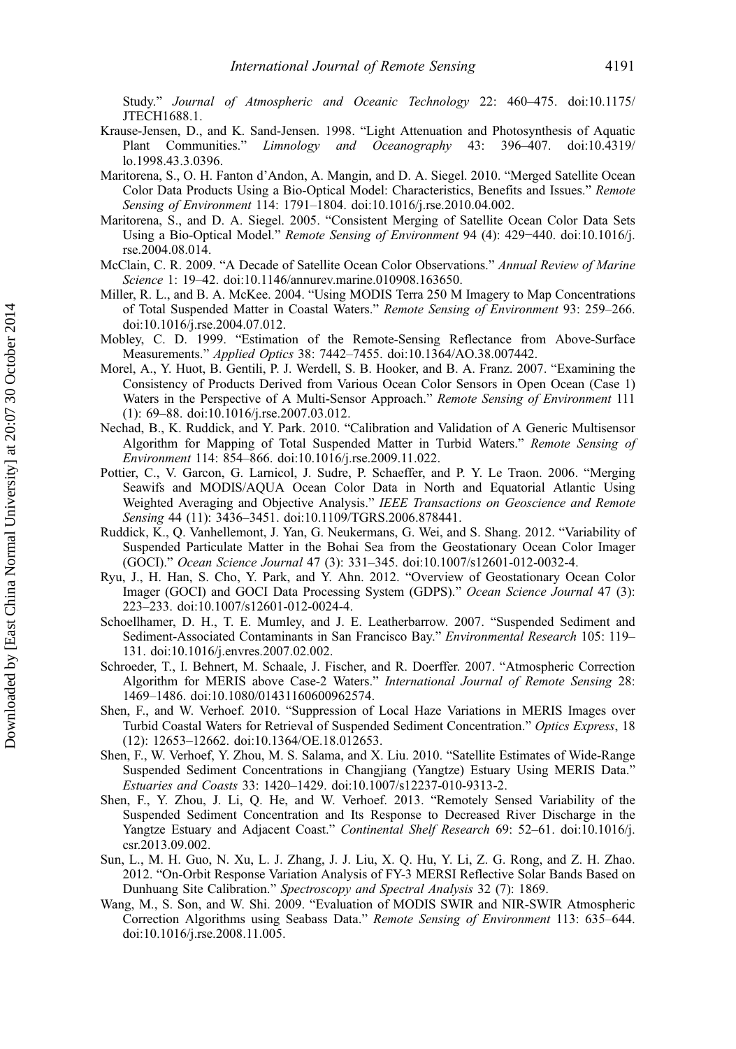Study." *Journal of Atmospheric and Oceanic Technology* 22: 460–475. doi:10.1175/JTECH1688.1.

Krause-Jensen, D., and K. Sand-Jensen. 1998. "Light Attenuation and Photosynthesis of Aquatic Plant Communities." *Limnology and Oceanography* 43: 396–407. doi:10.4319/lo.1998.43.3.0396.

Maritorena, S., O. H. Fanton d'Andon, A. Mangin, and D. A. Siegel. 2010. "Merged Satellite Ocean Color Data Products Using a Bio-Optical Model: Characteristics, Benefits and Issues." *Remote Sensing of Environment* 114: 1791–1804. doi:10.1016/j.rse.2010.04.002.

Maritorena, S., and D. A. Siegel. 2005. "Consistent Merging of Satellite Ocean Color Data Sets Using a Bio-Optical Model." *Remote Sensing of Environment* 94 (4): 429−440. doi:10.1016/j.rse.2004.08.014.

McClain, C. R. 2009. "A Decade of Satellite Ocean Color Observations." *Annual Review of Marine Science* 1: 19–42. doi:10.1146/annurev.marine.010908.163650.

Miller, R. L., and B. A. McKee. 2004. "Using MODIS Terra 250 M Imagery to Map Concentrations of Total Suspended Matter in Coastal Waters." *Remote Sensing of Environment* 93: 259–266. doi:10.1016/j.rse.2004.07.012.

Mobley, C. D. 1999. "Estimation of the Remote-Sensing Reflectance from Above-Surface Measurements." *Applied Optics* 38: 7442–7455. doi:10.1364/AO.38.007442.

Morel, A., Y. Huot, B. Gentili, P. J. Werdell, S. B. Hooker, and B. A. Franz. 2007. "Examining the Consistency of Products Derived from Various Ocean Color Sensors in Open Ocean (Case 1) Waters in the Perspective of A Multi-Sensor Approach." *Remote Sensing of Environment* 111 (1): 69–88. doi:10.1016/j.rse.2007.03.012.

Nechad, B., K. Ruddick, and Y. Park. 2010. "Calibration and Validation of A Generic Multisensor Algorithm for Mapping of Total Suspended Matter in Turbid Waters." *Remote Sensing of Environment* 114: 854–866. doi:10.1016/j.rse.2009.11.022.

Pottier, C., V. Garcon, G. Larnicol, J. Sudre, P. Schaeffer, and P. Y. Le Traon. 2006. "Merging Seawifs and MODIS/AQUA Ocean Color Data in North and Equatorial Atlantic Using Weighted Averaging and Objective Analysis." *IEEE Transactions on Geoscience and Remote Sensing* 44 (11): 3436–3451. doi:10.1109/TGRS.2006.878441.

Ruddick, K., Q. Vanhellemont, J. Yan, G. Neukermans, G. Wei, and S. Shang. 2012. "Variability of Suspended Particulate Matter in the Bohai Sea from the Geostationary Ocean Color Imager (GOCI)." *Ocean Science Journal* 47 (3): 331–345. doi:10.1007/s12601-012-0032-4.

Ryu, J., H. Han, S. Cho, Y. Park, and Y. Ahn. 2012. "Overview of Geostationary Ocean Color Imager (GOCI) and GOCI Data Processing System (GDPS)." *Ocean Science Journal* 47 (3): 223–233. doi:10.1007/s12601-012-0024-4.

Schoellhamer, D. H., T. E. Mumley, and J. E. Leatherbarrow. 2007. "Suspended Sediment and Sediment-Associated Contaminants in San Francisco Bay." *Environmental Research* 105: 119–131. doi:10.1016/j.envres.2007.02.002.

Schroeder, T., I. Behnert, M. Schaale, J. Fischer, and R. Doerffer. 2007. "Atmospheric Correction Algorithm for MERIS above Case-2 Waters." *International Journal of Remote Sensing* 28: 1469–1486. doi:10.1080/01431160600962574.

Shen, F., and W. Verhoef. 2010. "Suppression of Local Haze Variations in MERIS Images over Turbid Coastal Waters for Retrieval of Suspended Sediment Concentration." *Optics Express*, 18 (12): 12653–12662. doi:10.1364/OE.18.012653.

Shen, F., W. Verhoef, Y. Zhou, M. S. Salama, and X. Liu. 2010. "Satellite Estimates of Wide-Range Suspended Sediment Concentrations in Changjiang (Yangtze) Estuary Using MERIS Data." *Estuaries and Coasts* 33: 1420–1429. doi:10.1007/s12237-010-9313-2.

Shen, F., Y. Zhou, J. Li, Q. He, and W. Verhoef. 2013. "Remotely Sensed Variability of the Suspended Sediment Concentration and Its Response to Decreased River Discharge in the Yangtze Estuary and Adjacent Coast." *Continental Shelf Research* 69: 52–61. doi:10.1016/j.csr.2013.09.002.

Sun, L., M. H. Guo, N. Xu, L. J. Zhang, J. J. Liu, X. Q. Hu, Y. Li, Z. G. Rong, and Z. H. Zhao. 2012. "On-Orbit Response Variation Analysis of FY-3 MERSI Reflective Solar Bands Based on Dunhuang Site Calibration." *Spectroscopy and Spectral Analysis* 32 (7): 1869.

Wang, M., S. Son, and W. Shi. 2009. "Evaluation of MODIS SWIR and NIR-SWIR Atmospheric Correction Algorithms using Seabass Data." *Remote Sensing of Environment* 113: 635–644. doi:10.1016/j.rse.2008.11.005.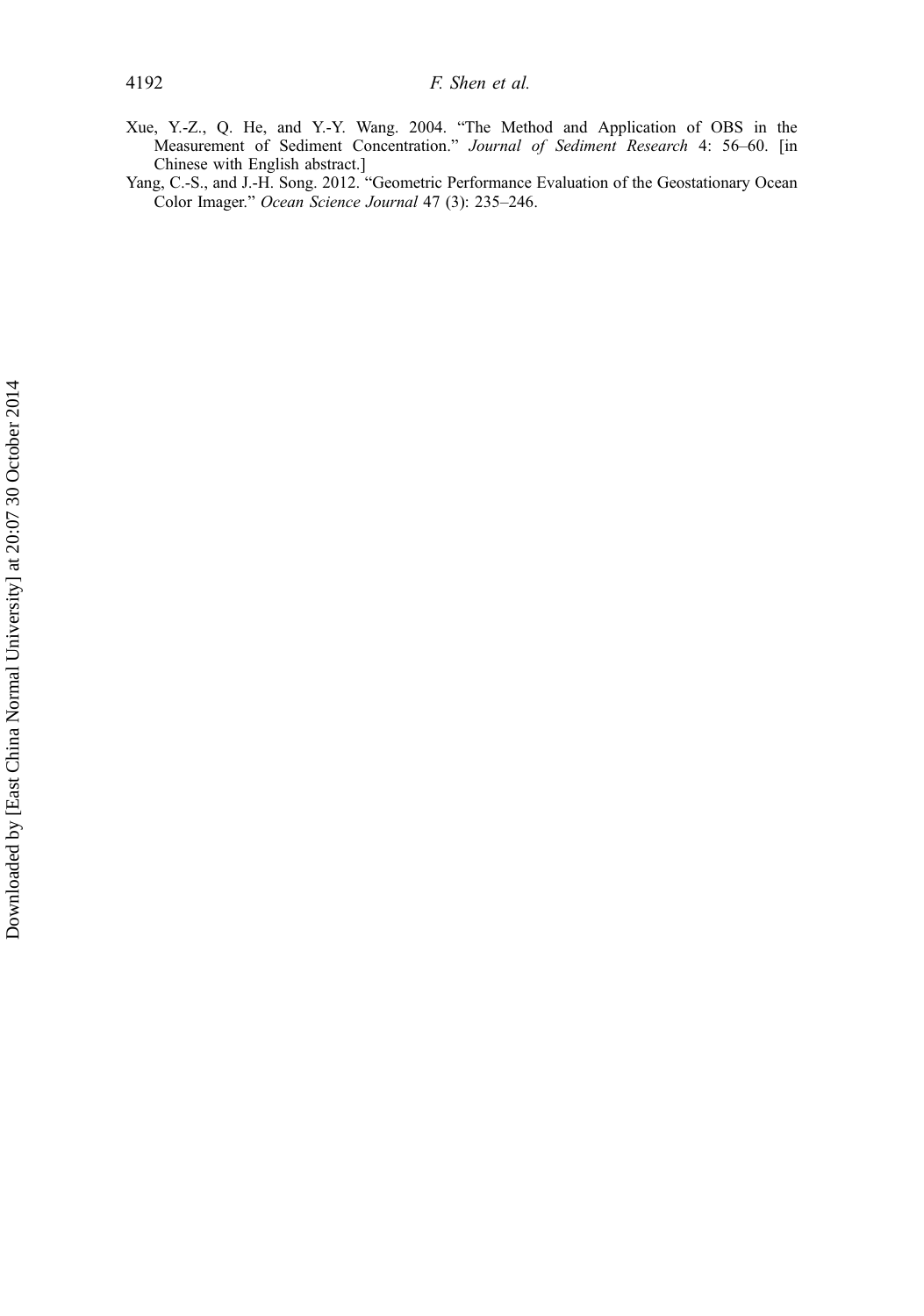Xue, Y.-Z., Q. He, and Y.-Y. Wang. 2004. "The Method and Application of OBS in the Measurement of Sediment Concentration." *Journal of Sediment Research* 4: 56–60. [in Chinese with English abstract.]

Yang, C.-S., and J.-H. Song. 2012. "Geometric Performance Evaluation of the Geostationary Ocean Color Imager." *Ocean Science Journal* 47 (3): 235–246.